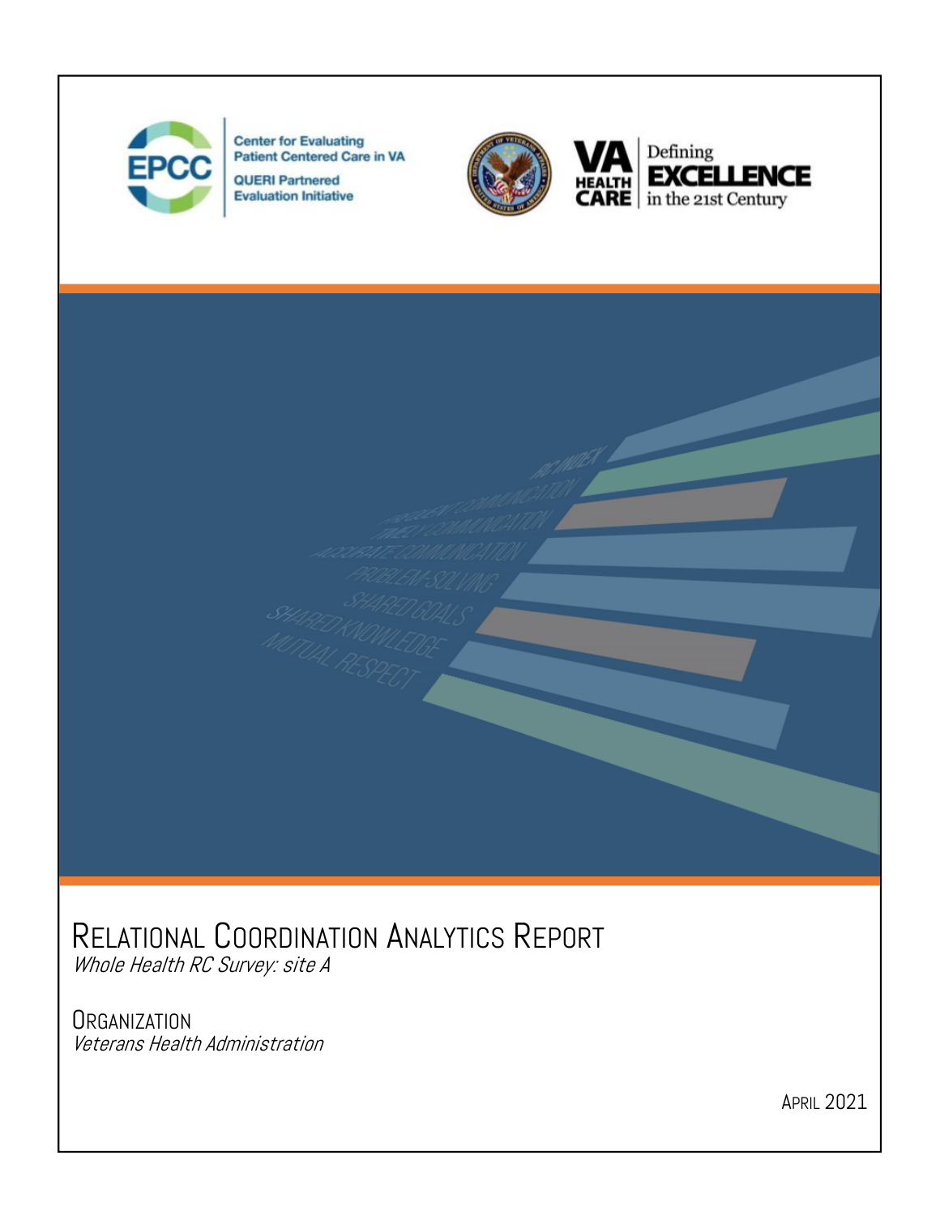Center for Evaluating Patient Centered Care in VA

QUERI Partnered Evaluation Initiative

VA HEALTH CARE | Defining EXCELLENCE in the 21st Century

RC INDEX

FREQUENT COMMUNICATION

TIMELY COMMUNICATION

ACCURATE COMMUNICATION

PROBLEM-SOLVING

SHARED GOALS

SHARED KNOWLEDGE

MUTUAL RESPECT

# Relational Coordination Analytics Report

*Whole Health RC Survey: site A*

## Organization

*Veterans Health Administration*

April 2021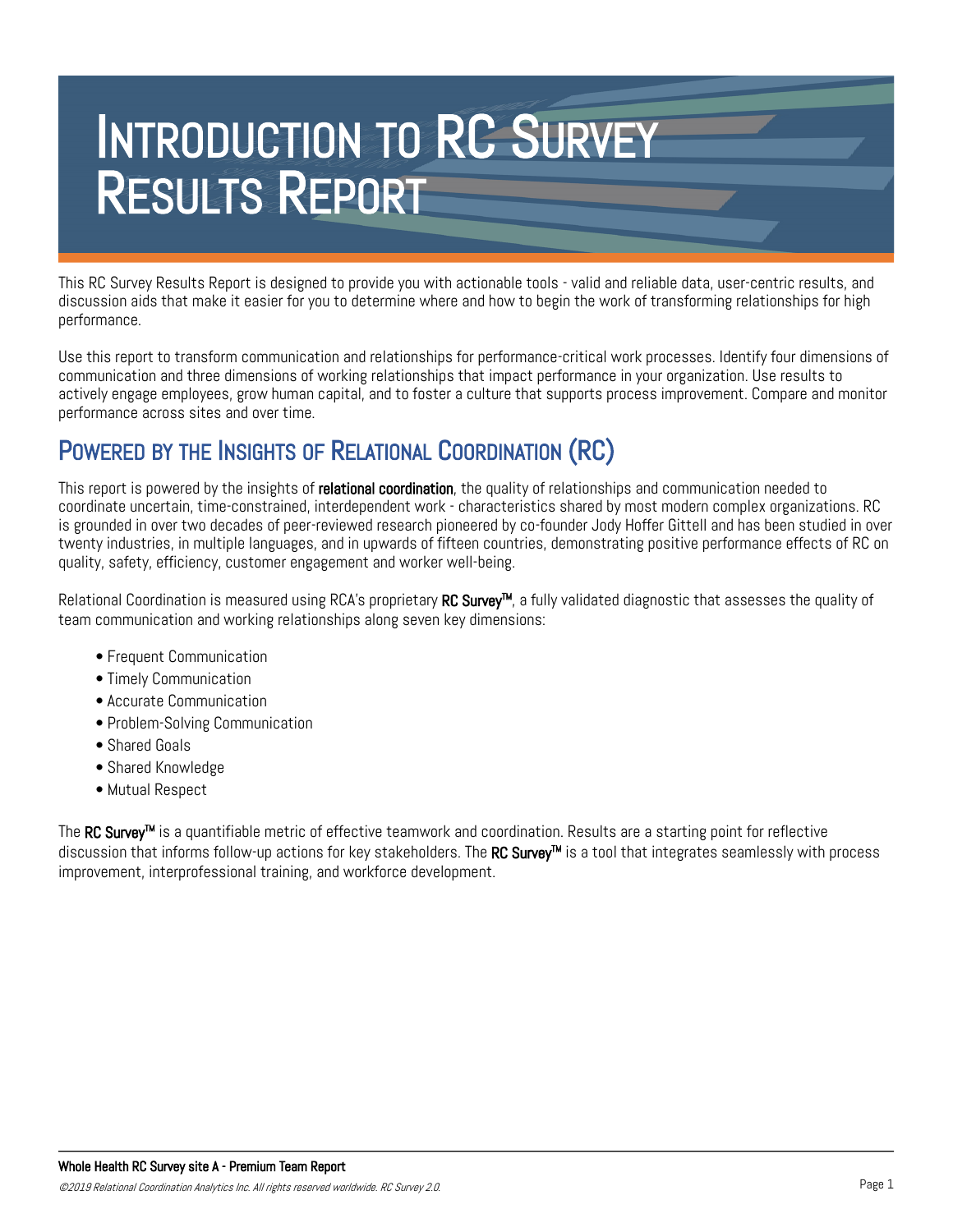# Introduction to RC Survey Results Report

This RC Survey Results Report is designed to provide you with actionable tools - valid and reliable data, user-centric results, and discussion aids that make it easier for you to determine where and how to begin the work of transforming relationships for high performance.

Use this report to transform communication and relationships for performance-critical work processes. Identify four dimensions of communication and three dimensions of working relationships that impact performance in your organization. Use results to actively engage employees, grow human capital, and to foster a culture that supports process improvement. Compare and monitor performance across sites and over time.

## Powered by the Insights of Relational Coordination (RC)

This report is powered by the insights of **relational coordination**, the quality of relationships and communication needed to coordinate uncertain, time-constrained, interdependent work - characteristics shared by most modern complex organizations. RC is grounded in over two decades of peer-reviewed research pioneered by co-founder Jody Hoffer Gittell and has been studied in over twenty industries, in multiple languages, and in upwards of fifteen countries, demonstrating positive performance effects of RC on quality, safety, efficiency, customer engagement and worker well-being.

Relational Coordination is measured using RCA's proprietary **RC Survey™**, a fully validated diagnostic that assesses the quality of team communication and working relationships along seven key dimensions:

- Frequent Communication
- Timely Communication
- Accurate Communication
- Problem-Solving Communication
- Shared Goals
- Shared Knowledge
- Mutual Respect

The **RC Survey™** is a quantifiable metric of effective teamwork and coordination. Results are a starting point for reflective discussion that informs follow-up actions for key stakeholders. The **RC Survey™** is a tool that integrates seamlessly with process improvement, interprofessional training, and workforce development.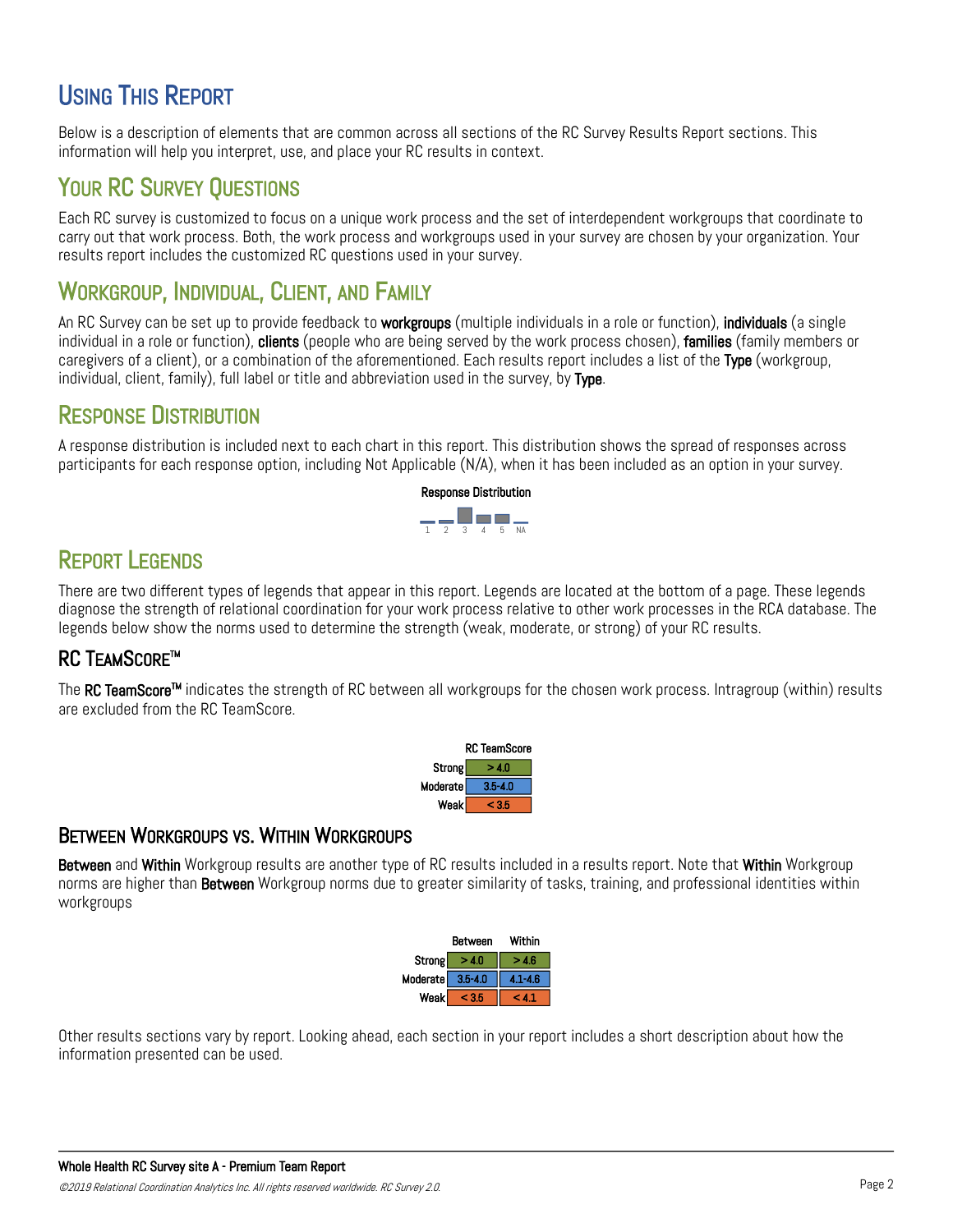# Using This Report

Below is a description of elements that are common across all sections of the RC Survey Results Report sections. This information will help you interpret, use, and place your RC results in context.

## Your RC Survey Questions

Each RC survey is customized to focus on a unique work process and the set of interdependent workgroups that coordinate to carry out that work process. Both, the work process and workgroups used in your survey are chosen by your organization. Your results report includes the customized RC questions used in your survey.

## Workgroup, Individual, Client, and Family

An RC Survey can be set up to provide feedback to **workgroups** (multiple individuals in a role or function), **individuals** (a single individual in a role or function), **clients** (people who are being served by the work process chosen), **families** (family members or caregivers of a client), or a combination of the aforementioned. Each results report includes a list of the **Type** (workgroup, individual, client, family), full label or title and abbreviation used in the survey, by **Type**.

## Response Distribution

A response distribution is included next to each chart in this report. This distribution shows the spread of responses across participants for each response option, including Not Applicable (N/A), when it has been included as an option in your survey.

**Response Distribution**

1 2 3 4 5 NA

## Report Legends

There are two different types of legends that appear in this report. Legends are located at the bottom of a page. These legends diagnose the strength of relational coordination for your work process relative to other work processes in the RCA database. The legends below show the norms used to determine the strength (weak, moderate, or strong) of your RC results.

### RC TeamScore™

The **RC TeamScore™** indicates the strength of RC between all workgroups for the chosen work process. Intragroup (within) results are excluded from the RC TeamScore.

| | RC TeamScore |
|---|---|
| Strong | > 4.0 |
| Moderate | 3.5-4.0 |
| Weak | < 3.5 |

### Between Workgroups vs. Within Workgroups

**Between** and **Within** Workgroup results are another type of RC results included in a results report. Note that **Within** Workgroup norms are higher than **Between** Workgroup norms due to greater similarity of tasks, training, and professional identities within workgroups

| | Between | Within |
|---|---|---|
| Strong | > 4.0 | > 4.6 |
| Moderate | 3.5-4.0 | 4.1-4.6 |
| Weak | < 3.5 | < 4.1 |

Other results sections vary by report. Looking ahead, each section in your report includes a short description about how the information presented can be used.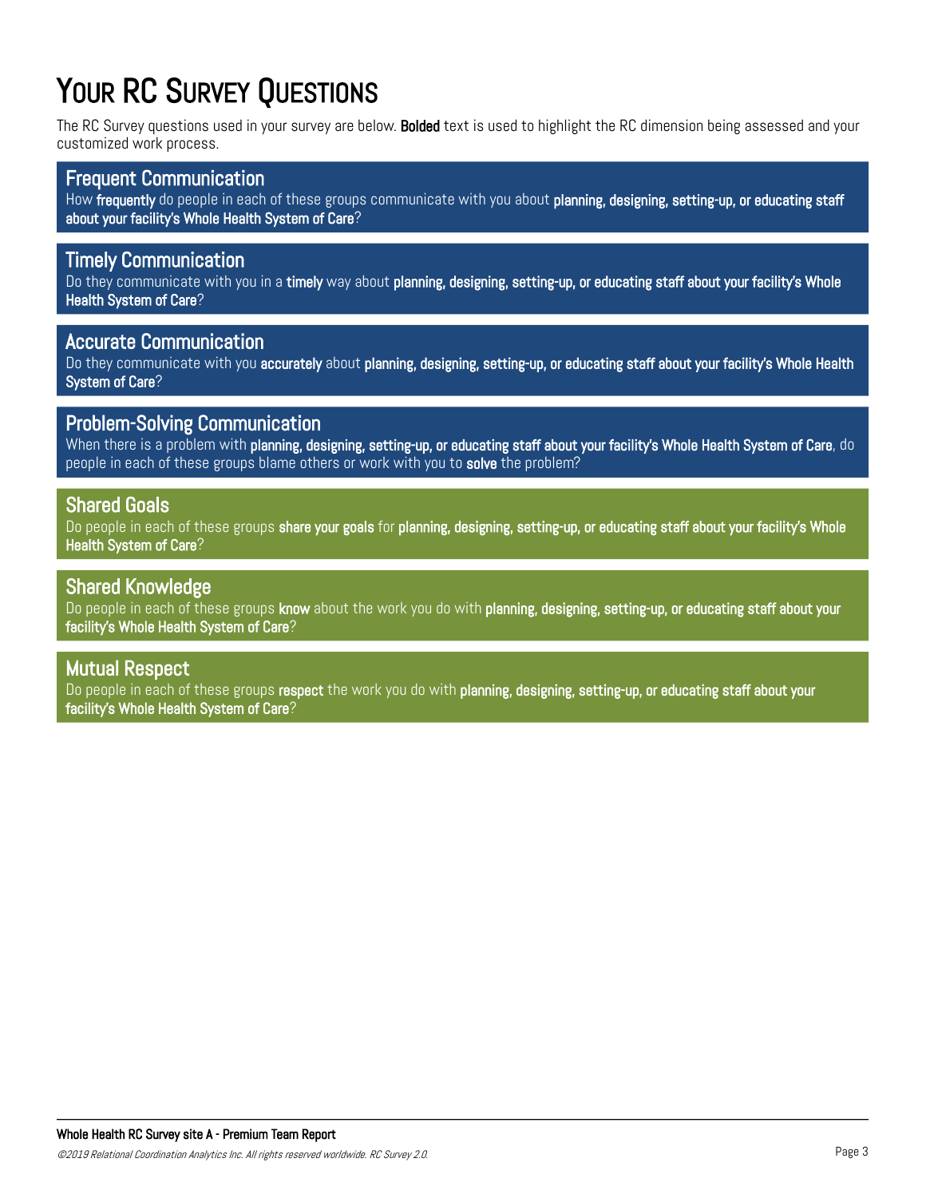# Your RC Survey Questions

The RC Survey questions used in your survey are below. **Bolded** text is used to highlight the RC dimension being assessed and your customized work process.

## Frequent Communication

How **frequently** do people in each of these groups communicate with you about **planning, designing, setting-up, or educating staff about your facility's Whole Health System of Care**?

## Timely Communication

Do they communicate with you in a **timely** way about **planning, designing, setting-up, or educating staff about your facility's Whole Health System of Care**?

## Accurate Communication

Do they communicate with you **accurately** about **planning, designing, setting-up, or educating staff about your facility's Whole Health System of Care**?

## Problem-Solving Communication

When there is a problem with **planning, designing, setting-up, or educating staff about your facility's Whole Health System of Care**, do people in each of these groups blame others or work with you to **solve** the problem?

## Shared Goals

Do people in each of these groups **share your goals** for **planning, designing, setting-up, or educating staff about your facility's Whole Health System of Care**?

## Shared Knowledge

Do people in each of these groups **know** about the work you do with **planning, designing, setting-up, or educating staff about your facility's Whole Health System of Care**?

## Mutual Respect

Do people in each of these groups **respect** the work you do with **planning, designing, setting-up, or educating staff about your facility's Whole Health System of Care**?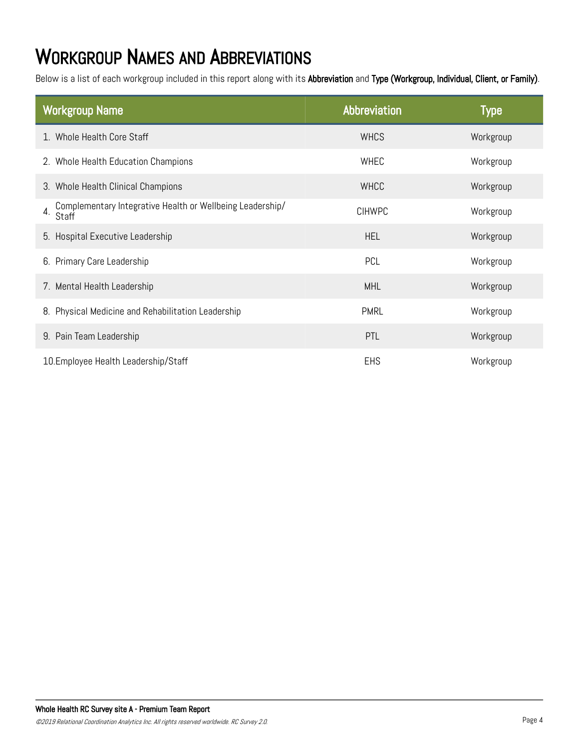# Workgroup Names and Abbreviations

Below is a list of each workgroup included in this report along with its **Abbreviation** and **Type (Workgroup, Individual, Client, or Family)**.

| Workgroup Name | Abbreviation | Type |
|---|---|---|
| 1. Whole Health Core Staff | WHCS | Workgroup |
| 2. Whole Health Education Champions | WHEC | Workgroup |
| 3. Whole Health Clinical Champions | WHCC | Workgroup |
| 4. Complementary Integrative Health or Wellbeing Leadership/ Staff | CIHWPC | Workgroup |
| 5. Hospital Executive Leadership | HEL | Workgroup |
| 6. Primary Care Leadership | PCL | Workgroup |
| 7. Mental Health Leadership | MHL | Workgroup |
| 8. Physical Medicine and Rehabilitation Leadership | PMRL | Workgroup |
| 9. Pain Team Leadership | PTL | Workgroup |
| 10. Employee Health Leadership/Staff | EHS | Workgroup |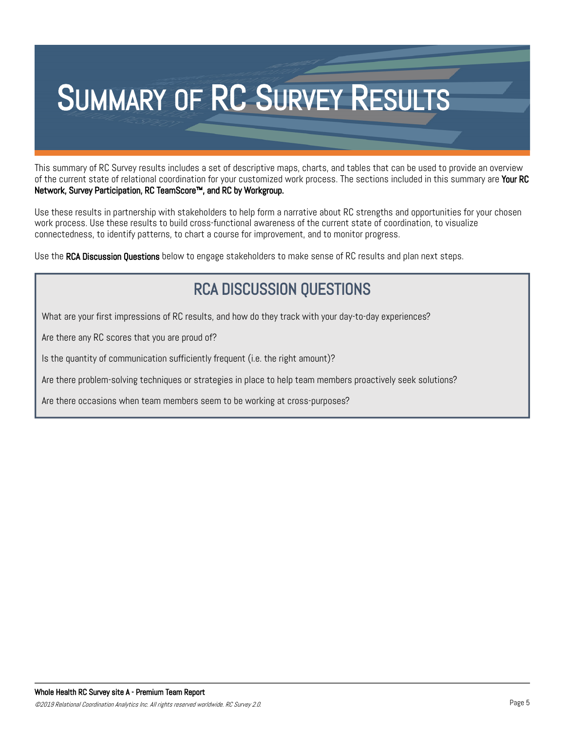# Summary of RC Survey Results

This summary of RC Survey results includes a set of descriptive maps, charts, and tables that can be used to provide an overview of the current state of relational coordination for your customized work process. The sections included in this summary are **Your RC Network, Survey Participation, RC TeamScore™, and RC by Workgroup.**

Use these results in partnership with stakeholders to help form a narrative about RC strengths and opportunities for your chosen work process. Use these results to build cross-functional awareness of the current state of coordination, to visualize connectedness, to identify patterns, to chart a course for improvement, and to monitor progress.

Use the **RCA Discussion Questions** below to engage stakeholders to make sense of RC results and plan next steps.

## RCA DISCUSSION QUESTIONS

What are your first impressions of RC results, and how do they track with your day-to-day experiences?

Are there any RC scores that you are proud of?

Is the quantity of communication sufficiently frequent (i.e. the right amount)?

Are there problem-solving techniques or strategies in place to help team members proactively seek solutions?

Are there occasions when team members seem to be working at cross-purposes?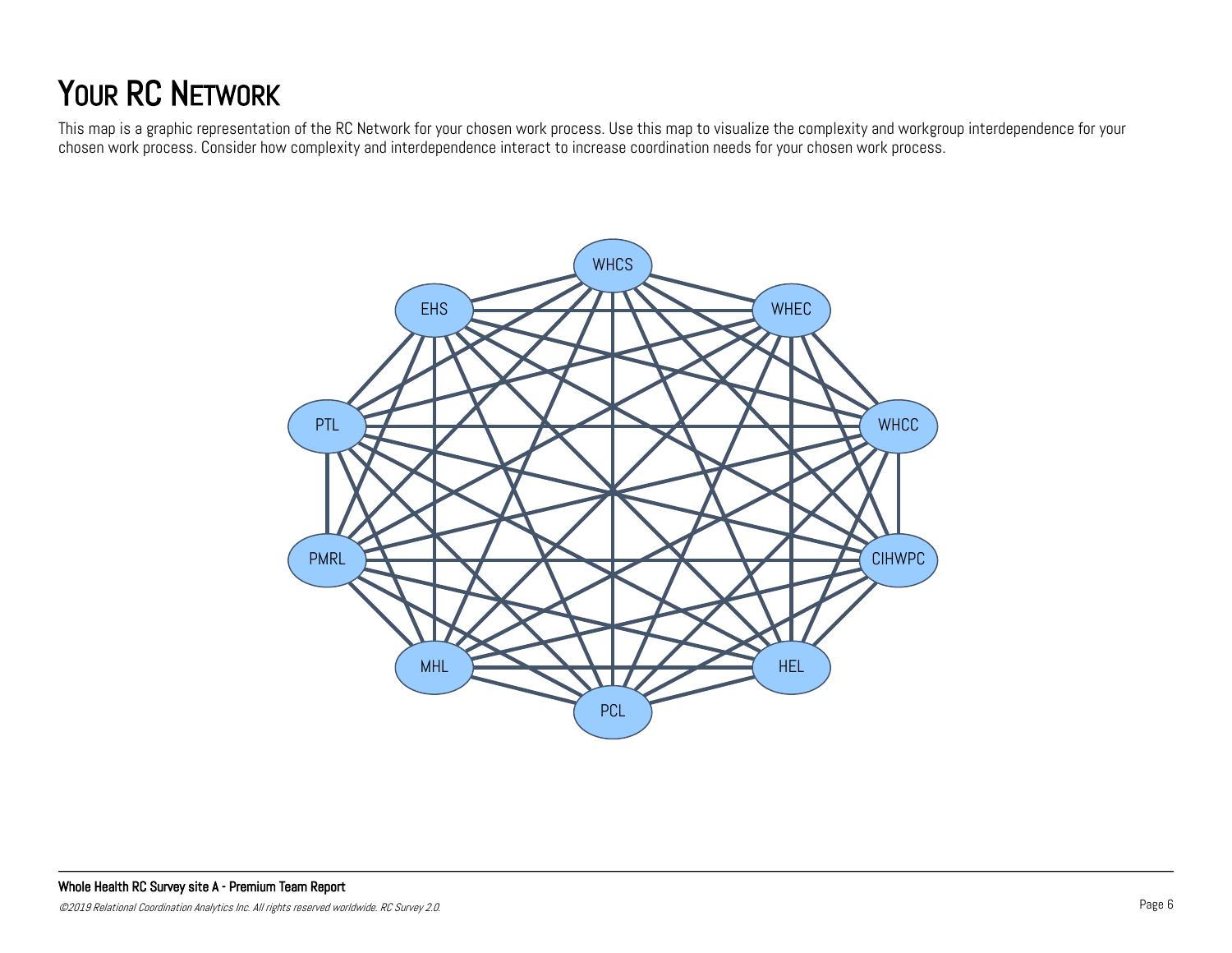# YOUR RC NETWORK

This map is a graphic representation of the RC Network for your chosen work process. Use this map to visualize the complexity and workgroup interdependence for your chosen work process. Consider how complexity and interdependence interact to increase coordination needs for your chosen work process.

WHCS

EHS

WHEC

PTL

WHCC

PMRL

CIHWPC

MHL

HEL

PCL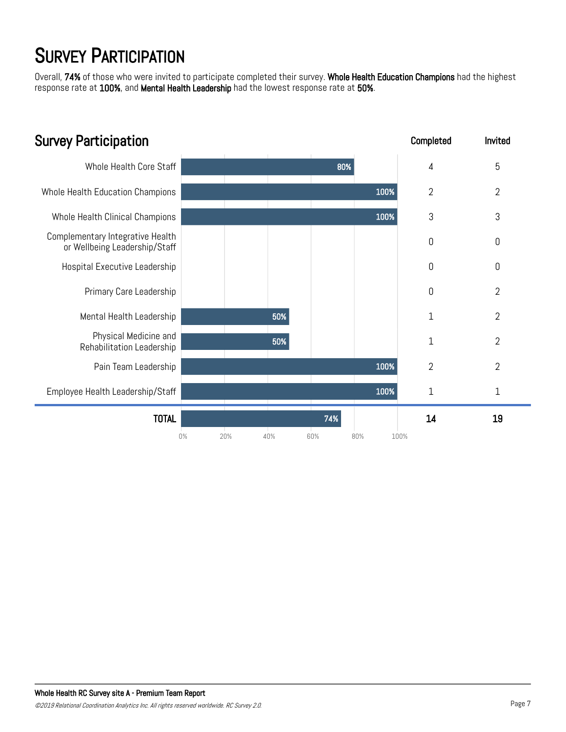# Survey Participation

Overall, **74%** of those who were invited to participate completed their survey. **Whole Health Education Champions** had the highest response rate at **100%**, and **Mental Health Leadership** had the lowest response rate at **50%**.

## Survey Participation

| Group | Response Rate | Completed | Invited |
|---|---|---|---|
| Whole Health Core Staff | 80% | 4 | 5 |
| Whole Health Education Champions | 100% | 2 | 2 |
| Whole Health Clinical Champions | 100% | 3 | 3 |
| Complementary Integrative Health or Wellbeing Leadership/Staff | | 0 | 0 |
| Hospital Executive Leadership | | 0 | 0 |
| Primary Care Leadership | | 0 | 2 |
| Mental Health Leadership | 50% | 1 | 2 |
| Physical Medicine and Rehabilitation Leadership | 50% | 1 | 2 |
| Pain Team Leadership | 100% | 2 | 2 |
| Employee Health Leadership/Staff | 100% | 1 | 1 |
| **TOTAL** | 74% | **14** | **19** |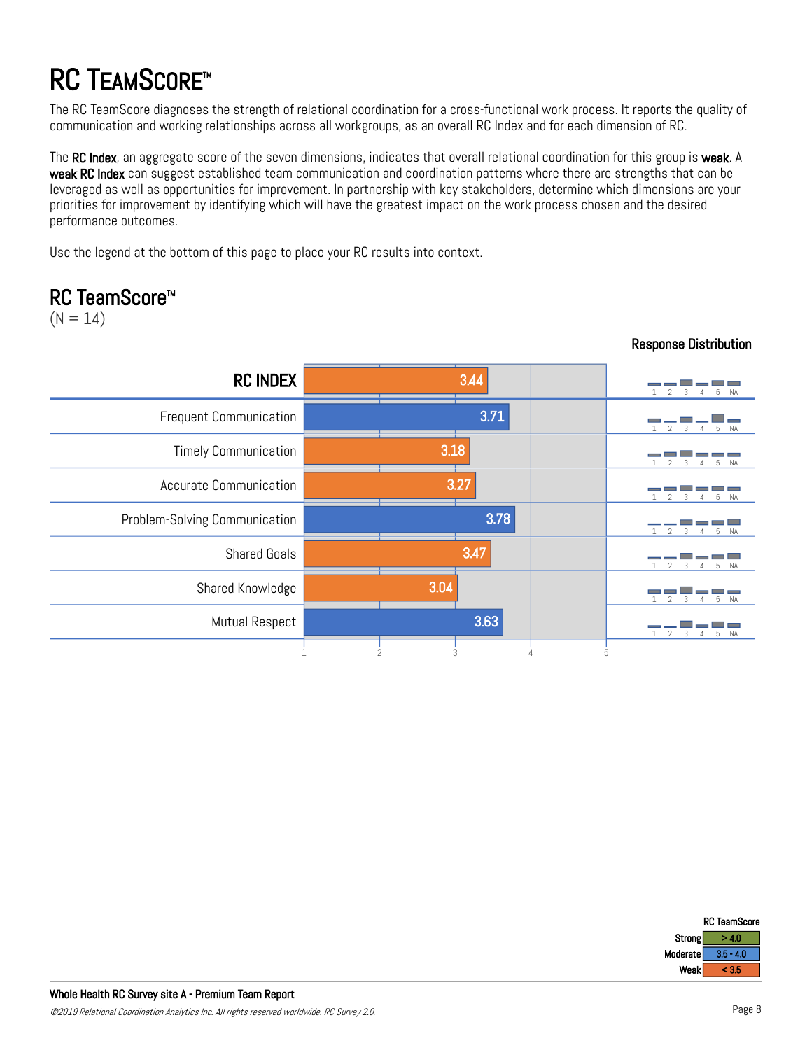# RC TeamScore™

The RC TeamScore diagnoses the strength of relational coordination for a cross-functional work process. It reports the quality of communication and working relationships across all workgroups, as an overall RC Index and for each dimension of RC.

The **RC Index**, an aggregate score of the seven dimensions, indicates that overall relational coordination for this group is **weak**. A **weak RC Index** can suggest established team communication and coordination patterns where there are strengths that can be leveraged as well as opportunities for improvement. In partnership with key stakeholders, determine which dimensions are your priorities for improvement by identifying which will have the greatest impact on the work process chosen and the desired performance outcomes.

Use the legend at the bottom of this page to place your RC results into context.

## RC TeamScore™

(N = 14)

| | Score |
|---|---|
| **RC INDEX** | 3.44 |
| Frequent Communication | 3.71 |
| Timely Communication | 3.18 |
| Accurate Communication | 3.27 |
| Problem-Solving Communication | 3.78 |
| Shared Goals | 3.47 |
| Shared Knowledge | 3.04 |
| Mutual Respect | 3.63 |

Response Distribution (1, 2, 3, 4, 5, NA)

| RC TeamScore | |
|---|---|
| Strong | > 4.0 |
| Moderate | 3.5 - 4.0 |
| Weak | < 3.5 |

**Whole Health RC Survey site A - Premium Team Report**

*©2019 Relational Coordination Analytics Inc. All rights reserved worldwide. RC Survey 2.0.*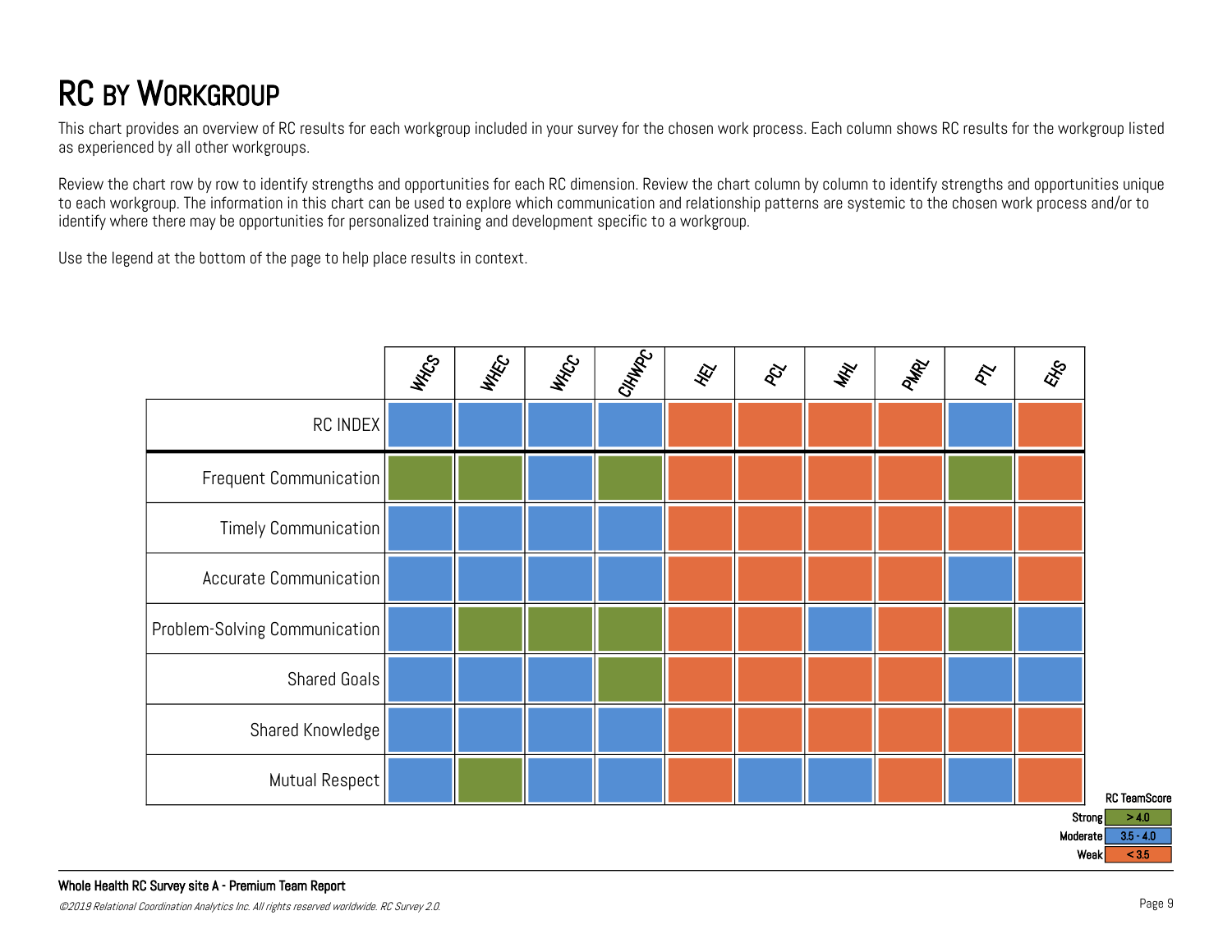# RC by Workgroup

This chart provides an overview of RC results for each workgroup included in your survey for the chosen work process. Each column shows RC results for the workgroup listed as experienced by all other workgroups.

Review the chart row by row to identify strengths and opportunities for each RC dimension. Review the chart column by column to identify strengths and opportunities unique to each workgroup. The information in this chart can be used to explore which communication and relationship patterns are systemic to the chosen work process and/or to identify where there may be opportunities for personalized training and development specific to a workgroup.

Use the legend at the bottom of the page to help place results in context.

| | WHCS | WHEC | WHCC | CIHWPC | HEL | PCL | MHL | PMRL | PTL | EHS |
|---|---|---|---|---|---|---|---|---|---|---|
| RC INDEX | Moderate | Moderate | Moderate | Moderate | Weak | Weak | Weak | Weak | Moderate | Weak |
| Frequent Communication | Strong | Strong | Moderate | Strong | Weak | Weak | Weak | Weak | Strong | Weak |
| Timely Communication | Moderate | Moderate | Moderate | Moderate | Weak | Weak | Weak | Weak | Weak | Weak |
| Accurate Communication | Moderate | Moderate | Moderate | Moderate | Weak | Weak | Weak | Weak | Moderate | Weak |
| Problem-Solving Communication | Moderate | Strong | Strong | Strong | Weak | Weak | Moderate | Weak | Strong | Moderate |
| Shared Goals | Moderate | Moderate | Moderate | Strong | Weak | Weak | Weak | Weak | Moderate | Moderate |
| Shared Knowledge | Moderate | Moderate | Moderate | Moderate | Weak | Weak | Weak | Weak | Weak | Weak |
| Mutual Respect | Moderate | Strong | Moderate | Moderate | Weak | Moderate | Moderate | Weak | Moderate | Weak |

**RC TeamScore**

| | |
|---|---|
| Strong | > 4.0 |
| Moderate | 3.5 - 4.0 |
| Weak | < 3.5 |

**Whole Health RC Survey site A - Premium Team Report**

*©2019 Relational Coordination Analytics Inc. All rights reserved worldwide. RC Survey 2.0.*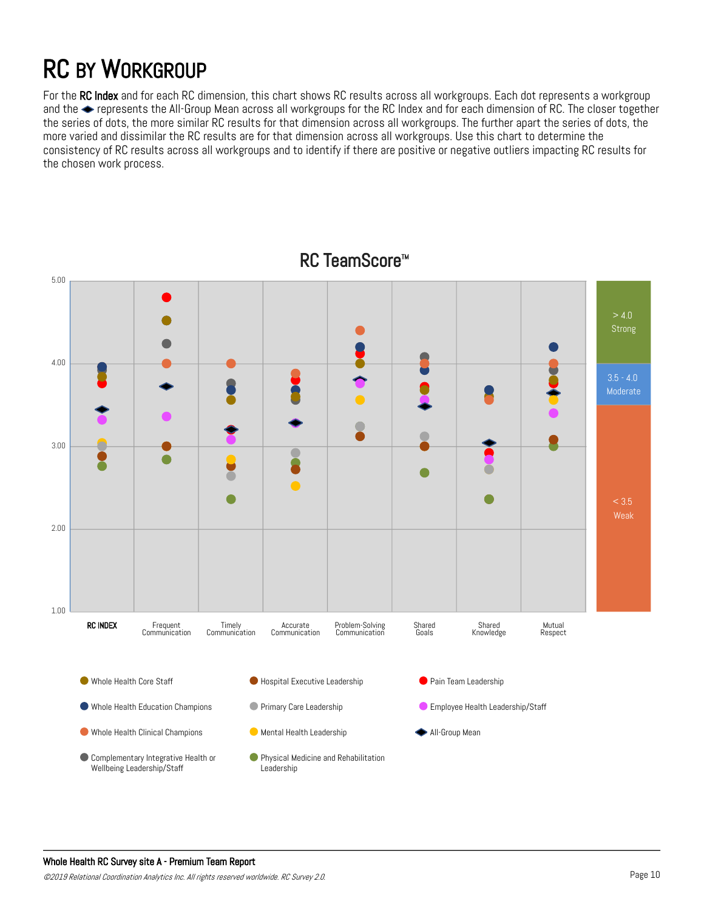# RC BY WORKGROUP

For the **RC Index** and for each RC dimension, this chart shows RC results across all workgroups. Each dot represents a workgroup and the ◆ represents the All-Group Mean across all workgroups for the RC Index and for each dimension of RC. The closer together the series of dots, the more similar RC results for that dimension across all workgroups. The further apart the series of dots, the more varied and dissimilar the RC results are for that dimension across all workgroups. Use this chart to determine the consistency of RC results across all workgroups and to identify if there are positive or negative outliers impacting RC results for the chosen work process.

## RC TeamScore™

Y-axis: 1.00, 2.00, 3.00, 4.00, 5.00

X-axis: RC INDEX, Frequent Communication, Timely Communication, Accurate Communication, Problem-Solving Communication, Shared Goals, Shared Knowledge, Mutual Respect

Score bands:
- > 4.0 Strong
- 3.5 - 4.0 Moderate
- < 3.5 Weak

Legend:
- Whole Health Core Staff
- Whole Health Education Champions
- Whole Health Clinical Champions
- Complementary Integrative Health or Wellbeing Leadership/Staff
- Hospital Executive Leadership
- Primary Care Leadership
- Mental Health Leadership
- Physical Medicine and Rehabilitation Leadership
- Pain Team Leadership
- Employee Health Leadership/Staff
- ◆ All-Group Mean

**Whole Health RC Survey site A - Premium Team Report**

*©2019 Relational Coordination Analytics Inc. All rights reserved worldwide. RC Survey 2.0.*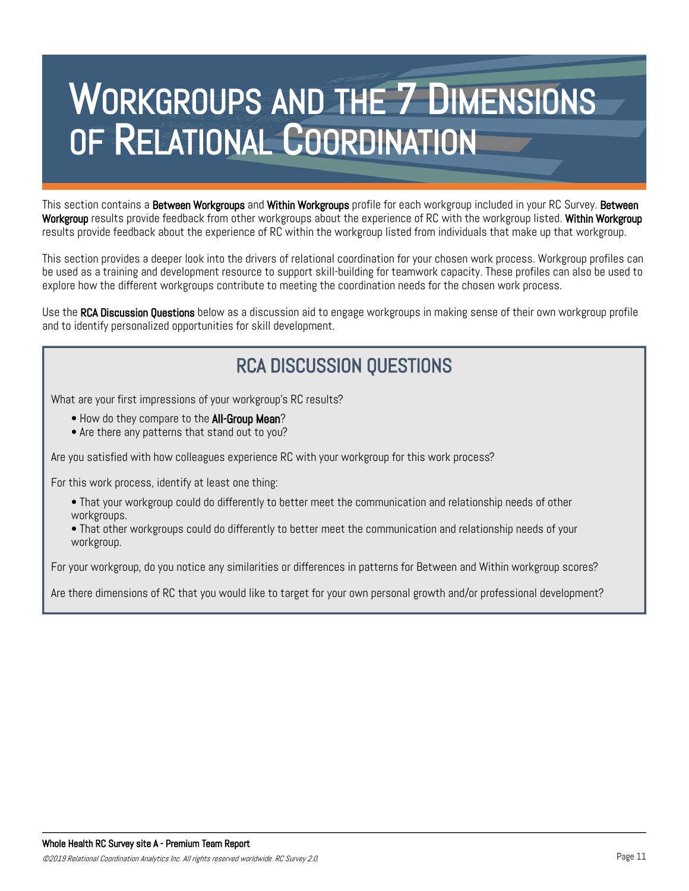# Workgroups and the 7 Dimensions of Relational Coordination

This section contains a **Between Workgroups** and **Within Workgroups** profile for each workgroup included in your RC Survey. **Between Workgroup** results provide feedback from other workgroups about the experience of RC with the workgroup listed. **Within Workgroup** results provide feedback about the experience of RC within the workgroup listed from individuals that make up that workgroup.

This section provides a deeper look into the drivers of relational coordination for your chosen work process. Workgroup profiles can be used as a training and development resource to support skill-building for teamwork capacity. These profiles can also be used to explore how the different workgroups contribute to meeting the coordination needs for the chosen work process.

Use the **RCA Discussion Questions** below as a discussion aid to engage workgroups in making sense of their own workgroup profile and to identify personalized opportunities for skill development.

## RCA Discussion Questions

What are your first impressions of your workgroup's RC results?

- How do they compare to the **All-Group Mean**?
- Are there any patterns that stand out to you?

Are you satisfied with how colleagues experience RC with your workgroup for this work process?

For this work process, identify at least one thing:

- That your workgroup could do differently to better meet the communication and relationship needs of other workgroups.
- That other workgroups could do differently to better meet the communication and relationship needs of your workgroup.

For your workgroup, do you notice any similarities or differences in patterns for Between and Within workgroup scores?

Are there dimensions of RC that you would like to target for your own personal growth and/or professional development?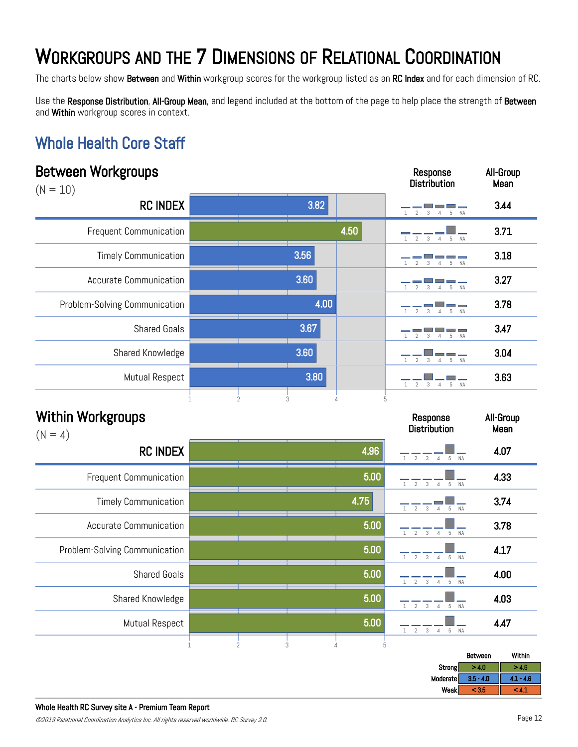# WORKGROUPS AND THE 7 DIMENSIONS OF RELATIONAL COORDINATION

The charts below show **Between** and **Within** workgroup scores for the workgroup listed as an **RC Index** and for each dimension of RC.

Use the **Response Distribution**, **All-Group Mean**, and legend included at the bottom of the page to help place the strength of **Between** and **Within** workgroup scores in context.

## Whole Health Core Staff

### Between Workgroups

(N = 10)

| | Score | All-Group Mean |
|---|---|---|
| **RC INDEX** | 3.82 | 3.44 |
| Frequent Communication | 4.50 | 3.71 |
| Timely Communication | 3.56 | 3.18 |
| Accurate Communication | 3.60 | 3.27 |
| Problem-Solving Communication | 4.00 | 3.78 |
| Shared Goals | 3.67 | 3.47 |
| Shared Knowledge | 3.60 | 3.04 |
| Mutual Respect | 3.80 | 3.63 |

### Within Workgroups

(N = 4)

| | Score | All-Group Mean |
|---|---|---|
| **RC INDEX** | 4.96 | 4.07 |
| Frequent Communication | 5.00 | 4.33 |
| Timely Communication | 4.75 | 3.74 |
| Accurate Communication | 5.00 | 3.78 |
| Problem-Solving Communication | 5.00 | 4.17 |
| Shared Goals | 5.00 | 4.00 |
| Shared Knowledge | 5.00 | 4.03 |
| Mutual Respect | 5.00 | 4.47 |

| | Between | Within |
|---|---|---|
| Strong | > 4.0 | > 4.6 |
| Moderate | 3.5 - 4.0 | 4.1 - 4.6 |
| Weak | < 3.5 | < 4.1 |

**Whole Health RC Survey site A - Premium Team Report**

*©2019 Relational Coordination Analytics Inc. All rights reserved worldwide. RC Survey 2.0.*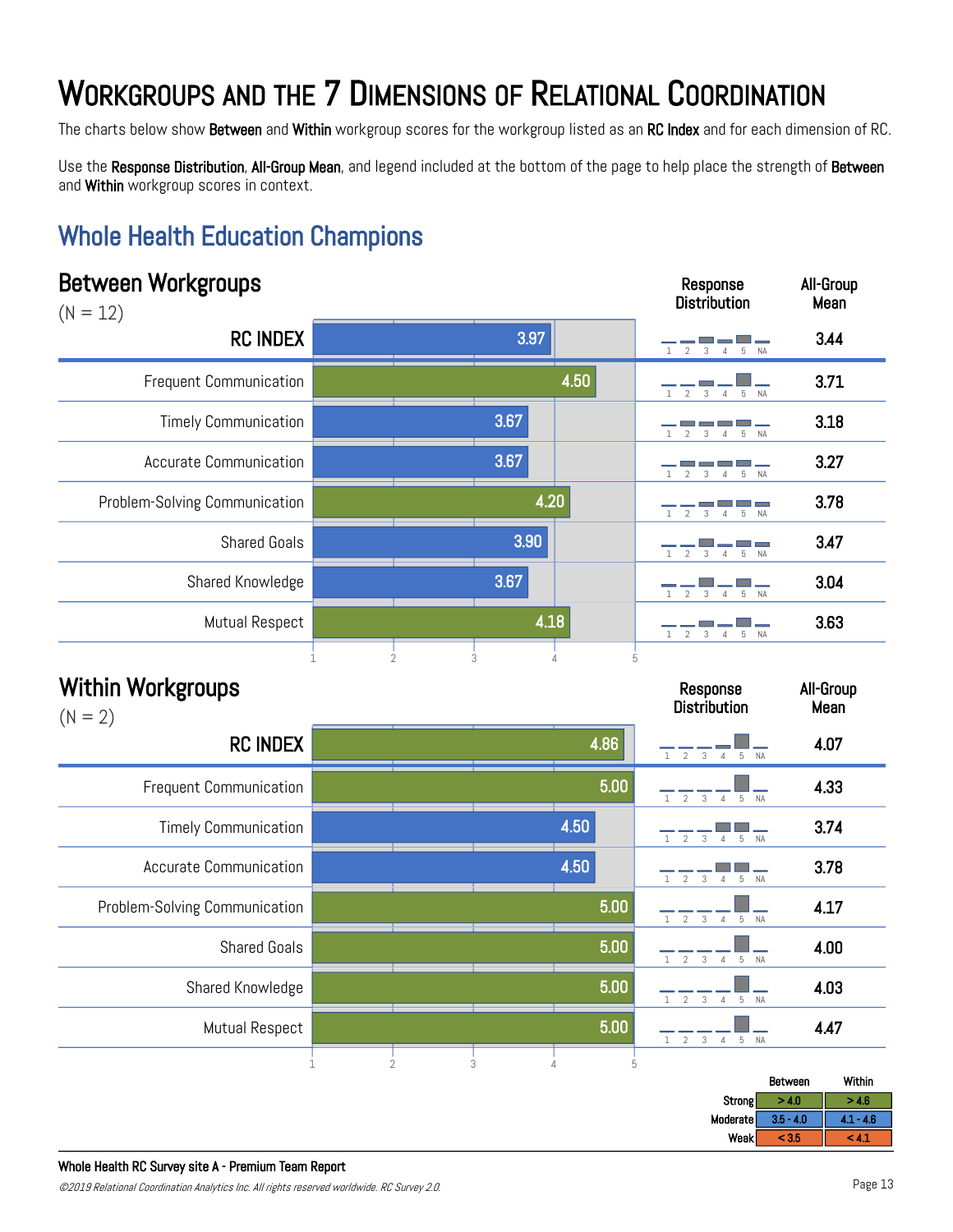# Workgroups and the 7 Dimensions of Relational Coordination

The charts below show **Between** and **Within** workgroup scores for the workgroup listed as an **RC Index** and for each dimension of RC.

Use the **Response Distribution**, **All-Group Mean**, and legend included at the bottom of the page to help place the strength of **Between** and **Within** workgroup scores in context.

## Whole Health Education Champions

### Between Workgroups

(N = 12)

| | Score | All-Group Mean |
|---|---|---|
| **RC INDEX** | 3.97 | 3.44 |
| Frequent Communication | 4.50 | 3.71 |
| Timely Communication | 3.67 | 3.18 |
| Accurate Communication | 3.67 | 3.27 |
| Problem-Solving Communication | 4.20 | 3.78 |
| Shared Goals | 3.90 | 3.47 |
| Shared Knowledge | 3.67 | 3.04 |
| Mutual Respect | 4.18 | 3.63 |

### Within Workgroups

(N = 2)

| | Score | All-Group Mean |
|---|---|---|
| **RC INDEX** | 4.86 | 4.07 |
| Frequent Communication | 5.00 | 4.33 |
| Timely Communication | 4.50 | 3.74 |
| Accurate Communication | 4.50 | 3.78 |
| Problem-Solving Communication | 5.00 | 4.17 |
| Shared Goals | 5.00 | 4.00 |
| Shared Knowledge | 5.00 | 4.03 |
| Mutual Respect | 5.00 | 4.47 |

| | Between | Within |
|---|---|---|
| Strong | > 4.0 | > 4.6 |
| Moderate | 3.5 - 4.0 | 4.1 - 4.6 |
| Weak | < 3.5 | < 4.1 |

**Whole Health RC Survey site A - Premium Team Report**

*©2019 Relational Coordination Analytics Inc. All rights reserved worldwide. RC Survey 2.0.*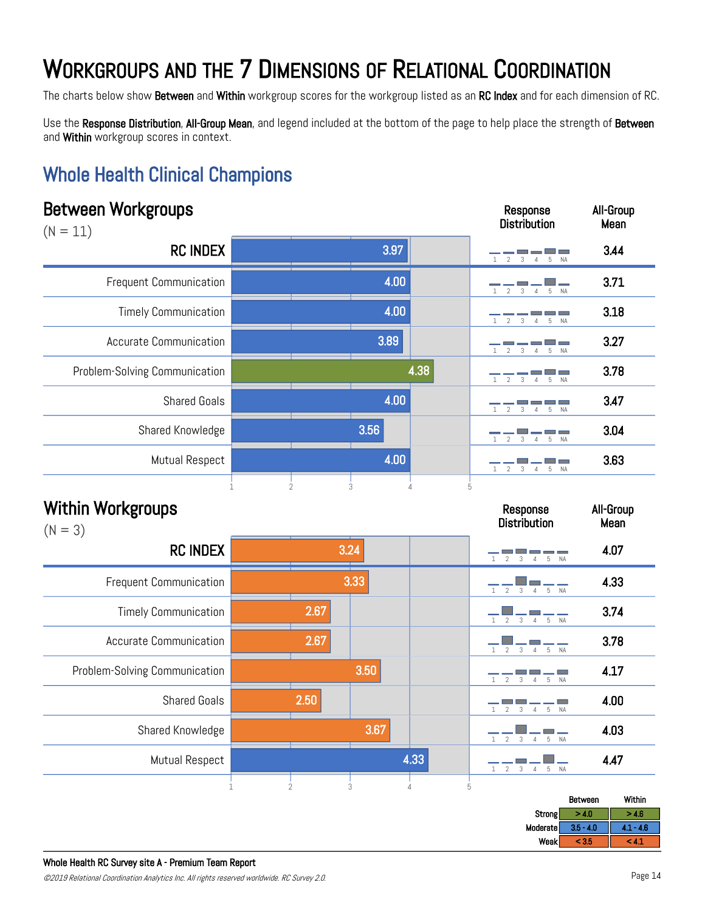# Workgroups and the 7 Dimensions of Relational Coordination

The charts below show **Between** and **Within** workgroup scores for the workgroup listed as an **RC Index** and for each dimension of RC.

Use the **Response Distribution**, **All-Group Mean**, and legend included at the bottom of the page to help place the strength of **Between** and **Within** workgroup scores in context.

## Whole Health Clinical Champions

### Between Workgroups

(N = 11)

| | Score | All-Group Mean |
|---|---|---|
| **RC INDEX** | 3.97 | 3.44 |
| Frequent Communication | 4.00 | 3.71 |
| Timely Communication | 4.00 | 3.18 |
| Accurate Communication | 3.89 | 3.27 |
| Problem-Solving Communication | 4.38 | 3.78 |
| Shared Goals | 4.00 | 3.47 |
| Shared Knowledge | 3.56 | 3.04 |
| Mutual Respect | 4.00 | 3.63 |

### Within Workgroups

(N = 3)

| | Score | All-Group Mean |
|---|---|---|
| **RC INDEX** | 3.24 | 4.07 |
| Frequent Communication | 3.33 | 4.33 |
| Timely Communication | 2.67 | 3.74 |
| Accurate Communication | 2.67 | 3.78 |
| Problem-Solving Communication | 3.50 | 4.17 |
| Shared Goals | 2.50 | 4.00 |
| Shared Knowledge | 3.67 | 4.03 |
| Mutual Respect | 4.33 | 4.47 |

| | Between | Within |
|---|---|---|
| Strong | > 4.0 | > 4.6 |
| Moderate | 3.5 - 4.0 | 4.1 - 4.6 |
| Weak | < 3.5 | < 4.1 |

**Whole Health RC Survey site A - Premium Team Report**

*©2019 Relational Coordination Analytics Inc. All rights reserved worldwide. RC Survey 2.0.*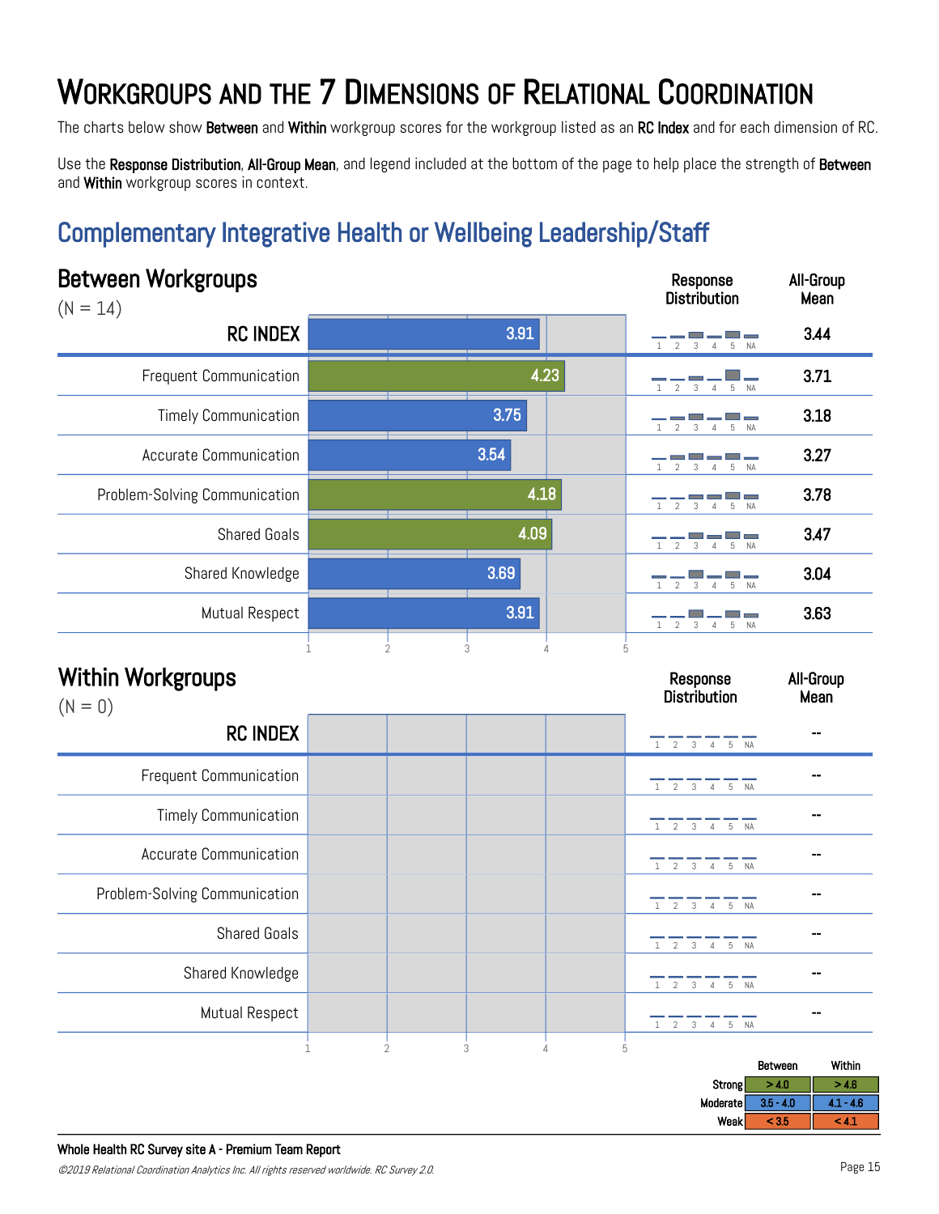# Workgroups and the 7 Dimensions of Relational Coordination

The charts below show **Between** and **Within** workgroup scores for the workgroup listed as an **RC Index** and for each dimension of RC.

Use the **Response Distribution**, **All-Group Mean**, and legend included at the bottom of the page to help place the strength of **Between** and **Within** workgroup scores in context.

## Complementary Integrative Health or Wellbeing Leadership/Staff

### Between Workgroups

(N = 14)

| | Score | All-Group Mean |
|---|---|---|
| RC INDEX | 3.91 | 3.44 |
| Frequent Communication | 4.23 | 3.71 |
| Timely Communication | 3.75 | 3.18 |
| Accurate Communication | 3.54 | 3.27 |
| Problem-Solving Communication | 4.18 | 3.78 |
| Shared Goals | 4.09 | 3.47 |
| Shared Knowledge | 3.69 | 3.04 |
| Mutual Respect | 3.91 | 3.63 |

### Within Workgroups

(N = 0)

| | Score | All-Group Mean |
|---|---|---|
| RC INDEX | | -- |
| Frequent Communication | | -- |
| Timely Communication | | -- |
| Accurate Communication | | -- |
| Problem-Solving Communication | | -- |
| Shared Goals | | -- |
| Shared Knowledge | | -- |
| Mutual Respect | | -- |

| | Between | Within |
|---|---|---|
| Strong | > 4.0 | > 4.6 |
| Moderate | 3.5 - 4.0 | 4.1 - 4.6 |
| Weak | < 3.5 | < 4.1 |

**Whole Health RC Survey site A - Premium Team Report**

*©2019 Relational Coordination Analytics Inc. All rights reserved worldwide. RC Survey 2.0.*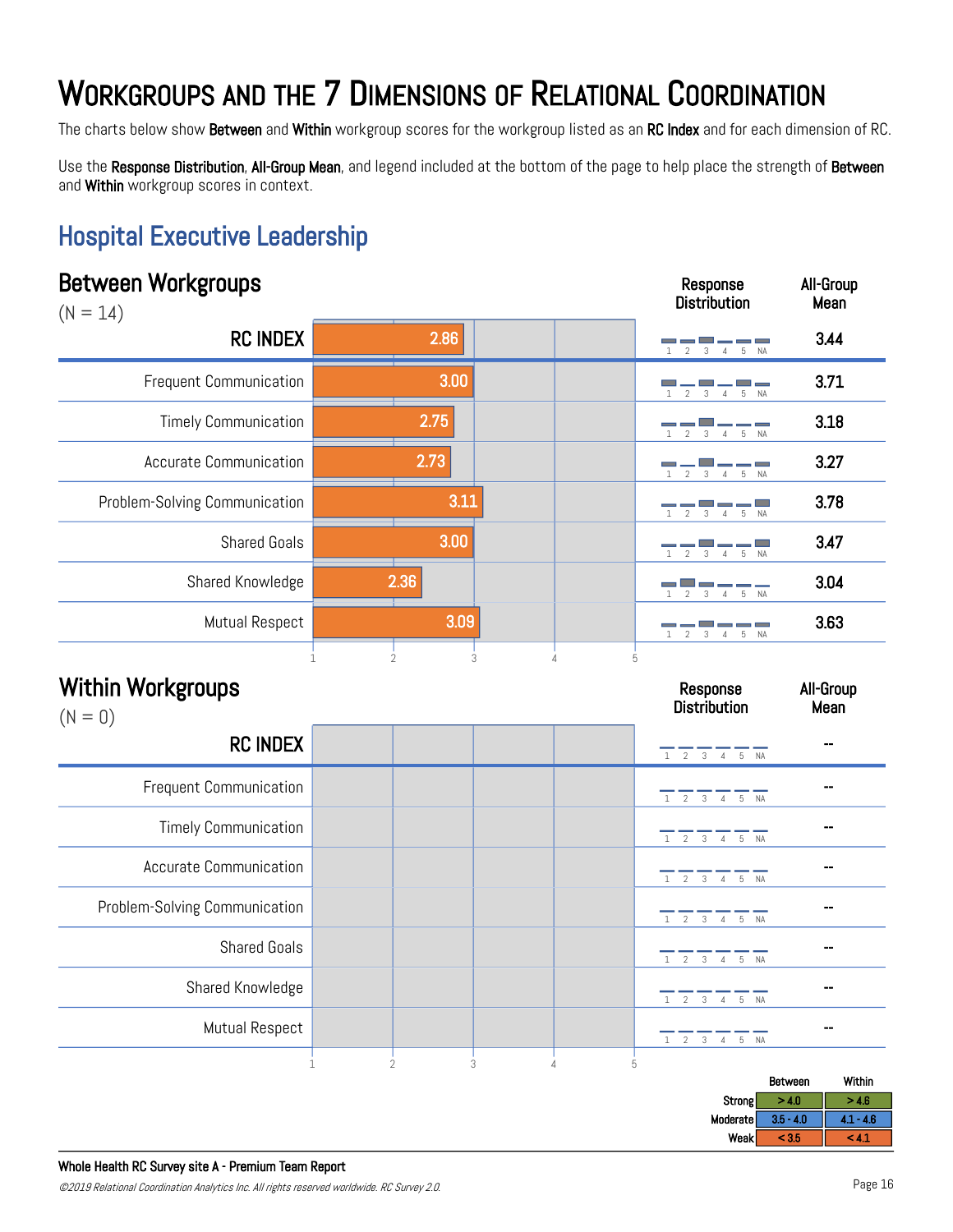# Workgroups and the 7 Dimensions of Relational Coordination

The charts below show **Between** and **Within** workgroup scores for the workgroup listed as an **RC Index** and for each dimension of RC.

Use the **Response Distribution**, **All-Group Mean**, and legend included at the bottom of the page to help place the strength of **Between** and **Within** workgroup scores in context.

## Hospital Executive Leadership

### Between Workgroups

(N = 14)

| | Score | All-Group Mean |
|---|---|---|
| **RC INDEX** | 2.86 | 3.44 |
| Frequent Communication | 3.00 | 3.71 |
| Timely Communication | 2.75 | 3.18 |
| Accurate Communication | 2.73 | 3.27 |
| Problem-Solving Communication | 3.11 | 3.78 |
| Shared Goals | 3.00 | 3.47 |
| Shared Knowledge | 2.36 | 3.04 |
| Mutual Respect | 3.09 | 3.63 |

### Within Workgroups

(N = 0)

| | Score | All-Group Mean |
|---|---|---|
| **RC INDEX** | | -- |
| Frequent Communication | | -- |
| Timely Communication | | -- |
| Accurate Communication | | -- |
| Problem-Solving Communication | | -- |
| Shared Goals | | -- |
| Shared Knowledge | | -- |
| Mutual Respect | | -- |

| | Between | Within |
|---|---|---|
| Strong | > 4.0 | > 4.6 |
| Moderate | 3.5 - 4.0 | 4.1 - 4.6 |
| Weak | < 3.5 | < 4.1 |

**Whole Health RC Survey site A - Premium Team Report**

*©2019 Relational Coordination Analytics Inc. All rights reserved worldwide. RC Survey 2.0.*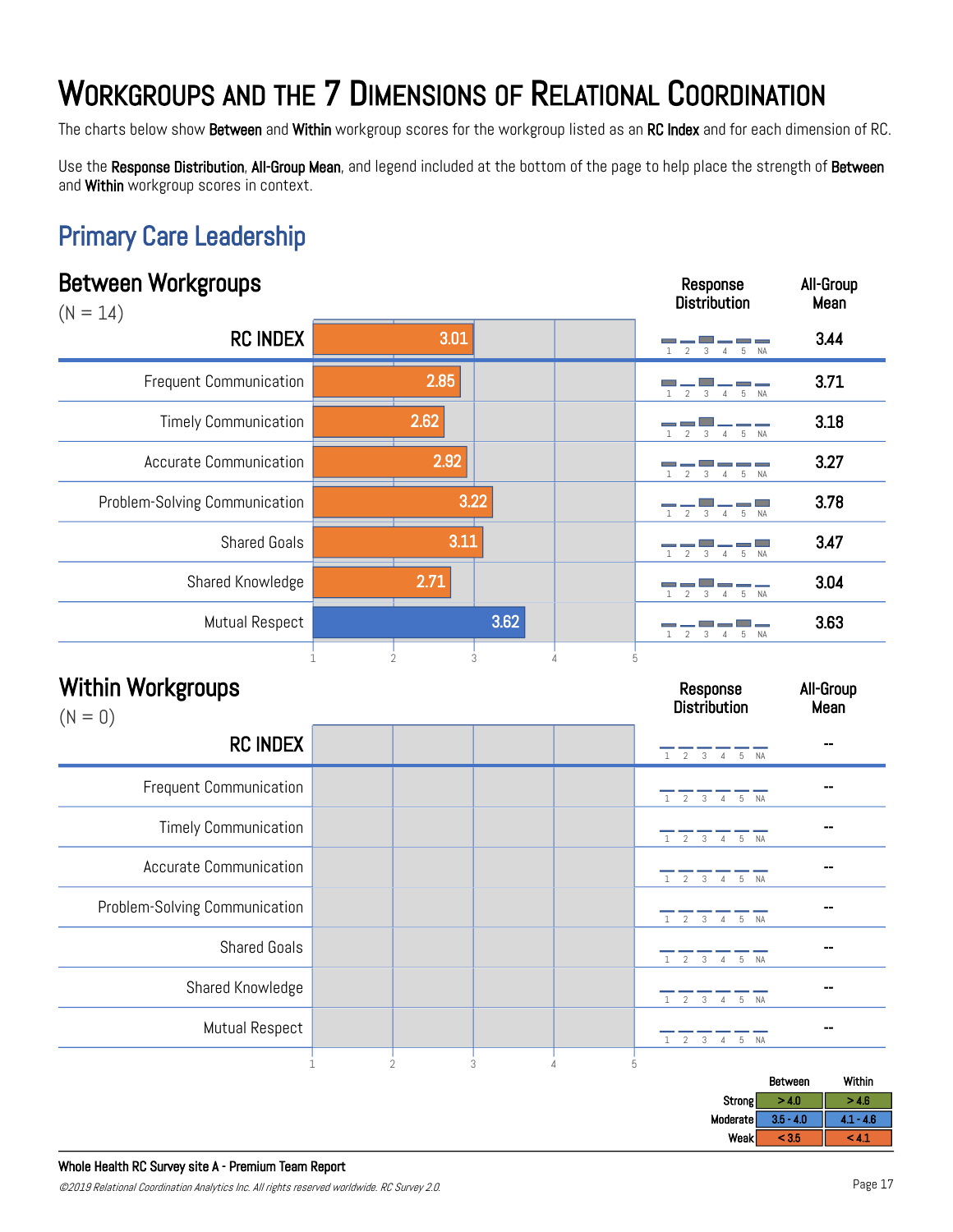# WORKGROUPS AND THE 7 DIMENSIONS OF RELATIONAL COORDINATION

The charts below show **Between** and **Within** workgroup scores for the workgroup listed as an **RC Index** and for each dimension of RC.

Use the **Response Distribution**, **All-Group Mean**, and legend included at the bottom of the page to help place the strength of **Between** and **Within** workgroup scores in context.

## Primary Care Leadership

### Between Workgroups

(N = 14)

| | Score | All-Group Mean |
|---|---|---|
| **RC INDEX** | 3.01 | 3.44 |
| Frequent Communication | 2.85 | 3.71 |
| Timely Communication | 2.62 | 3.18 |
| Accurate Communication | 2.92 | 3.27 |
| Problem-Solving Communication | 3.22 | 3.78 |
| Shared Goals | 3.11 | 3.47 |
| Shared Knowledge | 2.71 | 3.04 |
| Mutual Respect | 3.62 | 3.63 |

### Within Workgroups

(N = 0)

| | Score | All-Group Mean |
|---|---|---|
| **RC INDEX** | | -- |
| Frequent Communication | | -- |
| Timely Communication | | -- |
| Accurate Communication | | -- |
| Problem-Solving Communication | | -- |
| Shared Goals | | -- |
| Shared Knowledge | | -- |
| Mutual Respect | | -- |

| | Between | Within |
|---|---|---|
| Strong | > 4.0 | > 4.6 |
| Moderate | 3.5 - 4.0 | 4.1 - 4.6 |
| Weak | < 3.5 | < 4.1 |

**Whole Health RC Survey site A - Premium Team Report**

*©2019 Relational Coordination Analytics Inc. All rights reserved worldwide. RC Survey 2.0.*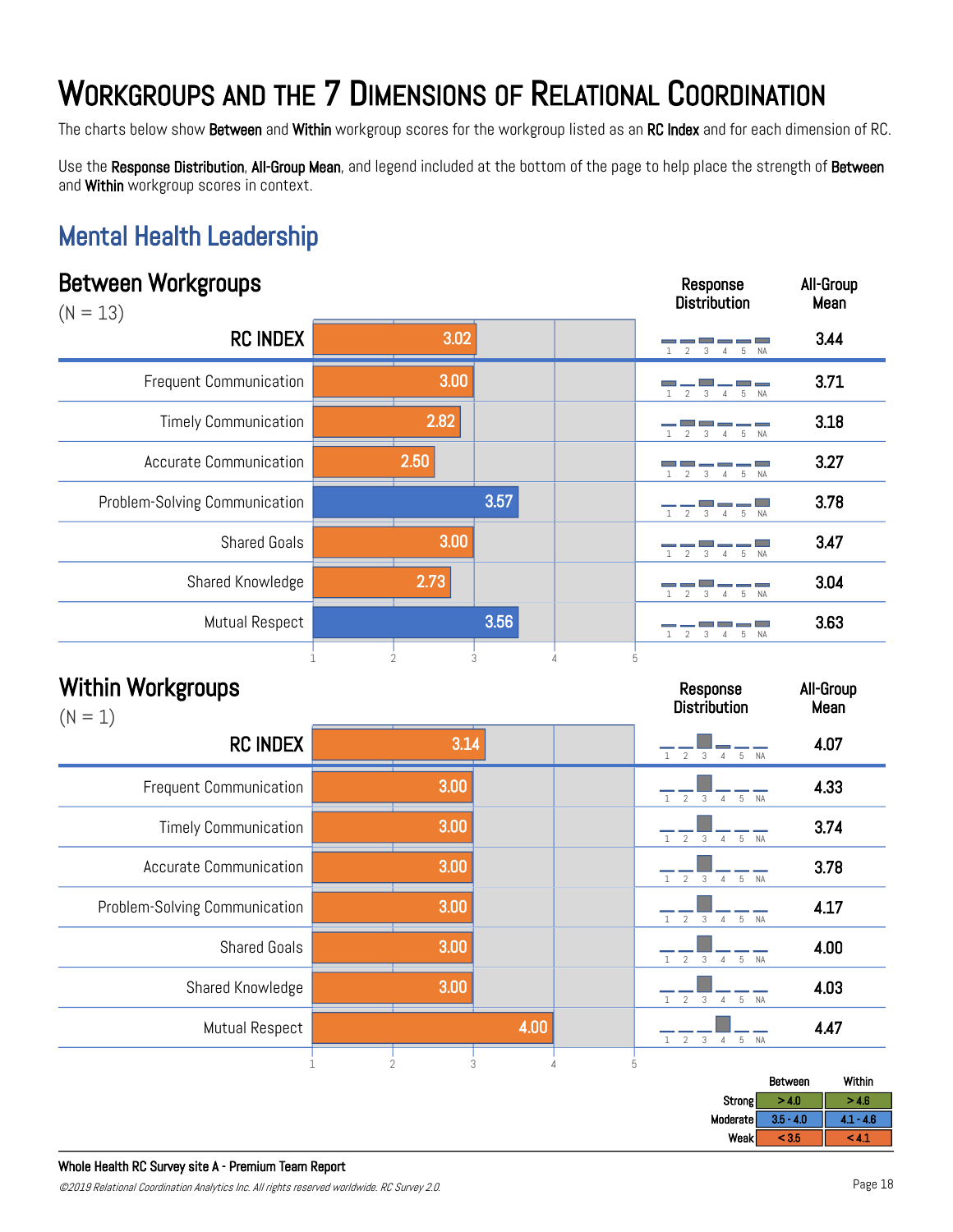# Workgroups and the 7 Dimensions of Relational Coordination

The charts below show **Between** and **Within** workgroup scores for the workgroup listed as an **RC Index** and for each dimension of RC.

Use the **Response Distribution**, **All-Group Mean**, and legend included at the bottom of the page to help place the strength of **Between** and **Within** workgroup scores in context.

## Mental Health Leadership

### Between Workgroups

(N = 13)

| | Score | All-Group Mean |
|---|---|---|
| **RC INDEX** | 3.02 | 3.44 |
| Frequent Communication | 3.00 | 3.71 |
| Timely Communication | 2.82 | 3.18 |
| Accurate Communication | 2.50 | 3.27 |
| Problem-Solving Communication | 3.57 | 3.78 |
| Shared Goals | 3.00 | 3.47 |
| Shared Knowledge | 2.73 | 3.04 |
| Mutual Respect | 3.56 | 3.63 |

### Within Workgroups

(N = 1)

| | Score | All-Group Mean |
|---|---|---|
| **RC INDEX** | 3.14 | 4.07 |
| Frequent Communication | 3.00 | 4.33 |
| Timely Communication | 3.00 | 3.74 |
| Accurate Communication | 3.00 | 3.78 |
| Problem-Solving Communication | 3.00 | 4.17 |
| Shared Goals | 3.00 | 4.00 |
| Shared Knowledge | 3.00 | 4.03 |
| Mutual Respect | 4.00 | 4.47 |

| | Between | Within |
|---|---|---|
| Strong | > 4.0 | > 4.6 |
| Moderate | 3.5 - 4.0 | 4.1 - 4.6 |
| Weak | < 3.5 | < 4.1 |

**Whole Health RC Survey site A - Premium Team Report**

*©2019 Relational Coordination Analytics Inc. All rights reserved worldwide. RC Survey 2.0.*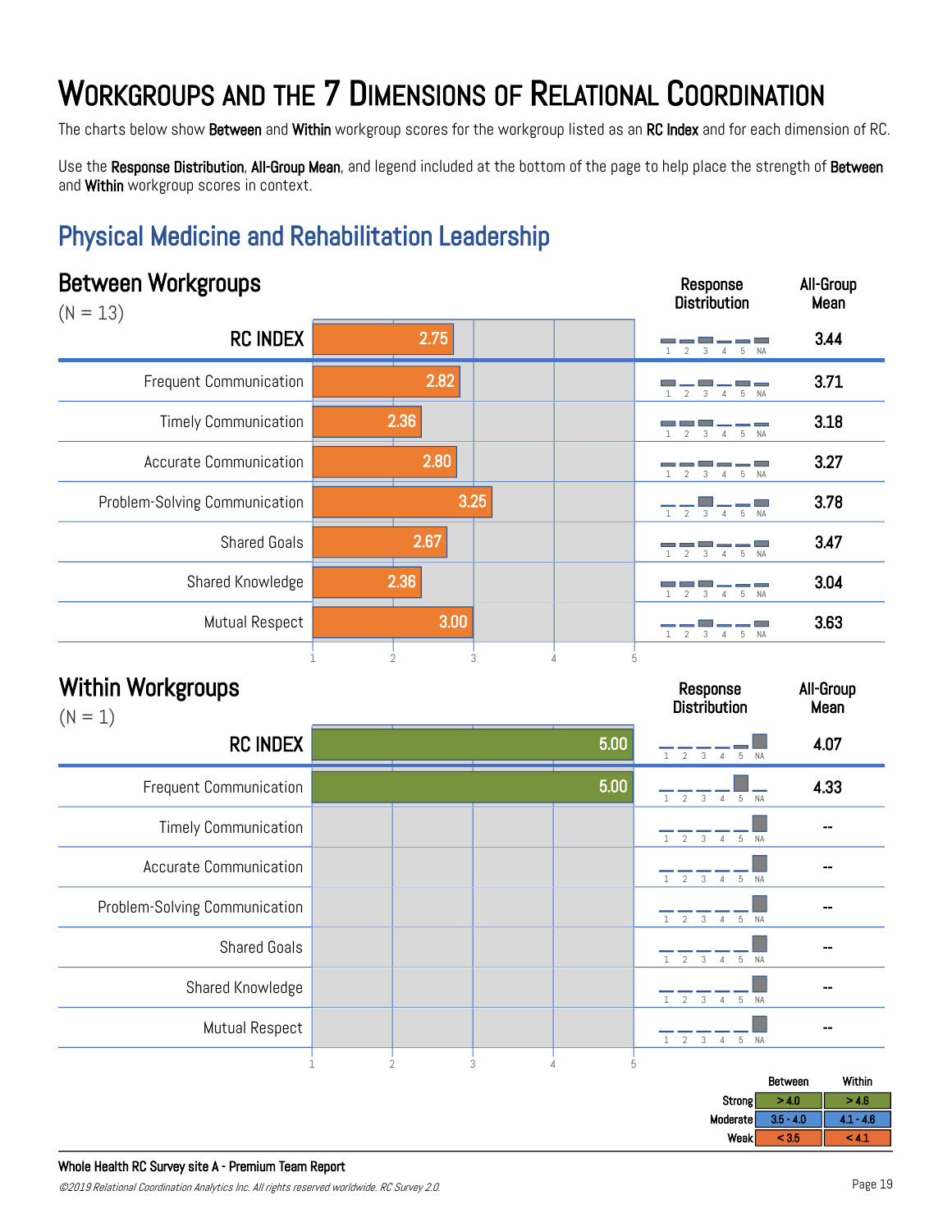# Workgroups and the 7 Dimensions of Relational Coordination

The charts below show **Between** and **Within** workgroup scores for the workgroup listed as an **RC Index** and for each dimension of RC.

Use the **Response Distribution**, **All-Group Mean**, and legend included at the bottom of the page to help place the strength of **Between** and **Within** workgroup scores in context.

## Physical Medicine and Rehabilitation Leadership

### Between Workgroups

(N = 13)

| | Score | All-Group Mean |
|---|---|---|
| **RC INDEX** | 2.75 | 3.44 |
| Frequent Communication | 2.82 | 3.71 |
| Timely Communication | 2.36 | 3.18 |
| Accurate Communication | 2.80 | 3.27 |
| Problem-Solving Communication | 3.25 | 3.78 |
| Shared Goals | 2.67 | 3.47 |
| Shared Knowledge | 2.36 | 3.04 |
| Mutual Respect | 3.00 | 3.63 |

### Within Workgroups

(N = 1)

| | Score | All-Group Mean |
|---|---|---|
| **RC INDEX** | 5.00 | 4.07 |
| Frequent Communication | 5.00 | 4.33 |
| Timely Communication | | -- |
| Accurate Communication | | -- |
| Problem-Solving Communication | | -- |
| Shared Goals | | -- |
| Shared Knowledge | | -- |
| Mutual Respect | | -- |

| | Between | Within |
|---|---|---|
| Strong | > 4.0 | > 4.6 |
| Moderate | 3.5 - 4.0 | 4.1 - 4.6 |
| Weak | < 3.5 | < 4.1 |

**Whole Health RC Survey site A - Premium Team Report**

*©2019 Relational Coordination Analytics Inc. All rights reserved worldwide. RC Survey 2.0.*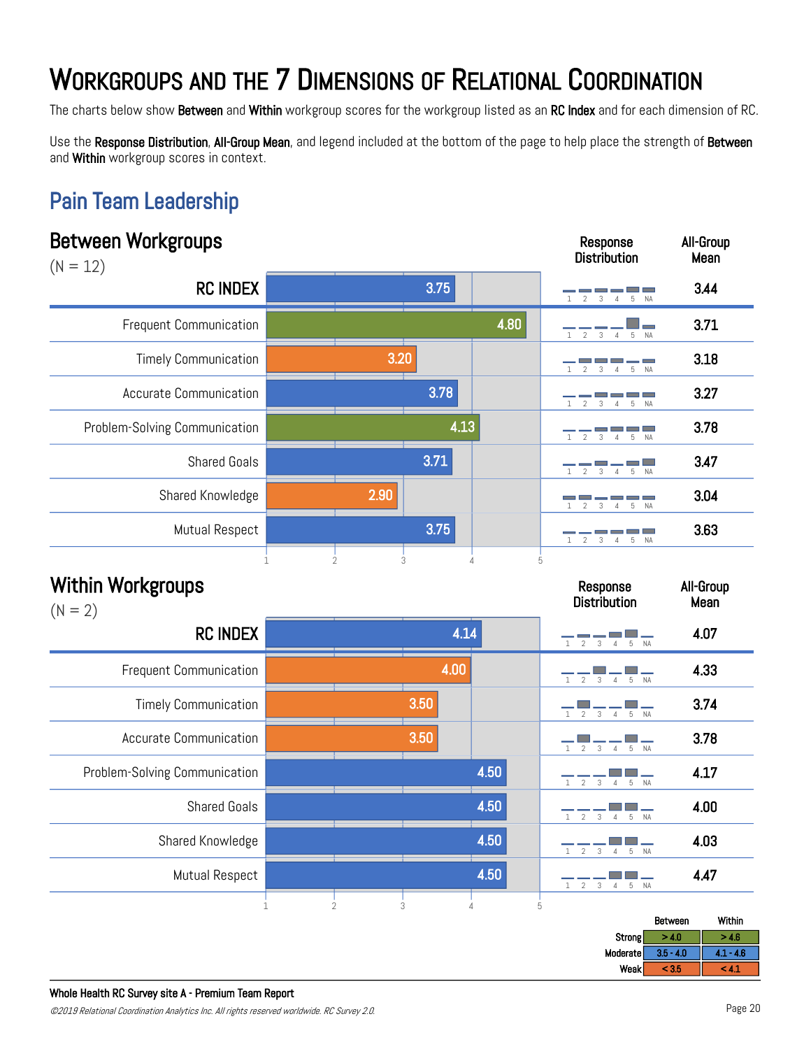# Workgroups and the 7 Dimensions of Relational Coordination

The charts below show **Between** and **Within** workgroup scores for the workgroup listed as an **RC Index** and for each dimension of RC.

Use the **Response Distribution**, **All-Group Mean**, and legend included at the bottom of the page to help place the strength of **Between** and **Within** workgroup scores in context.

## Pain Team Leadership

### Between Workgroups

(N = 12)

| | Score | All-Group Mean |
|---|---|---|
| **RC INDEX** | 3.75 | 3.44 |
| Frequent Communication | 4.80 | 3.71 |
| Timely Communication | 3.20 | 3.18 |
| Accurate Communication | 3.78 | 3.27 |
| Problem-Solving Communication | 4.13 | 3.78 |
| Shared Goals | 3.71 | 3.47 |
| Shared Knowledge | 2.90 | 3.04 |
| Mutual Respect | 3.75 | 3.63 |

### Within Workgroups

(N = 2)

| | Score | All-Group Mean |
|---|---|---|
| **RC INDEX** | 4.14 | 4.07 |
| Frequent Communication | 4.00 | 4.33 |
| Timely Communication | 3.50 | 3.74 |
| Accurate Communication | 3.50 | 3.78 |
| Problem-Solving Communication | 4.50 | 4.17 |
| Shared Goals | 4.50 | 4.00 |
| Shared Knowledge | 4.50 | 4.03 |
| Mutual Respect | 4.50 | 4.47 |

| | Between | Within |
|---|---|---|
| Strong | > 4.0 | > 4.6 |
| Moderate | 3.5 - 4.0 | 4.1 - 4.6 |
| Weak | < 3.5 | < 4.1 |

**Whole Health RC Survey site A - Premium Team Report**

*©2019 Relational Coordination Analytics Inc. All rights reserved worldwide. RC Survey 2.0.*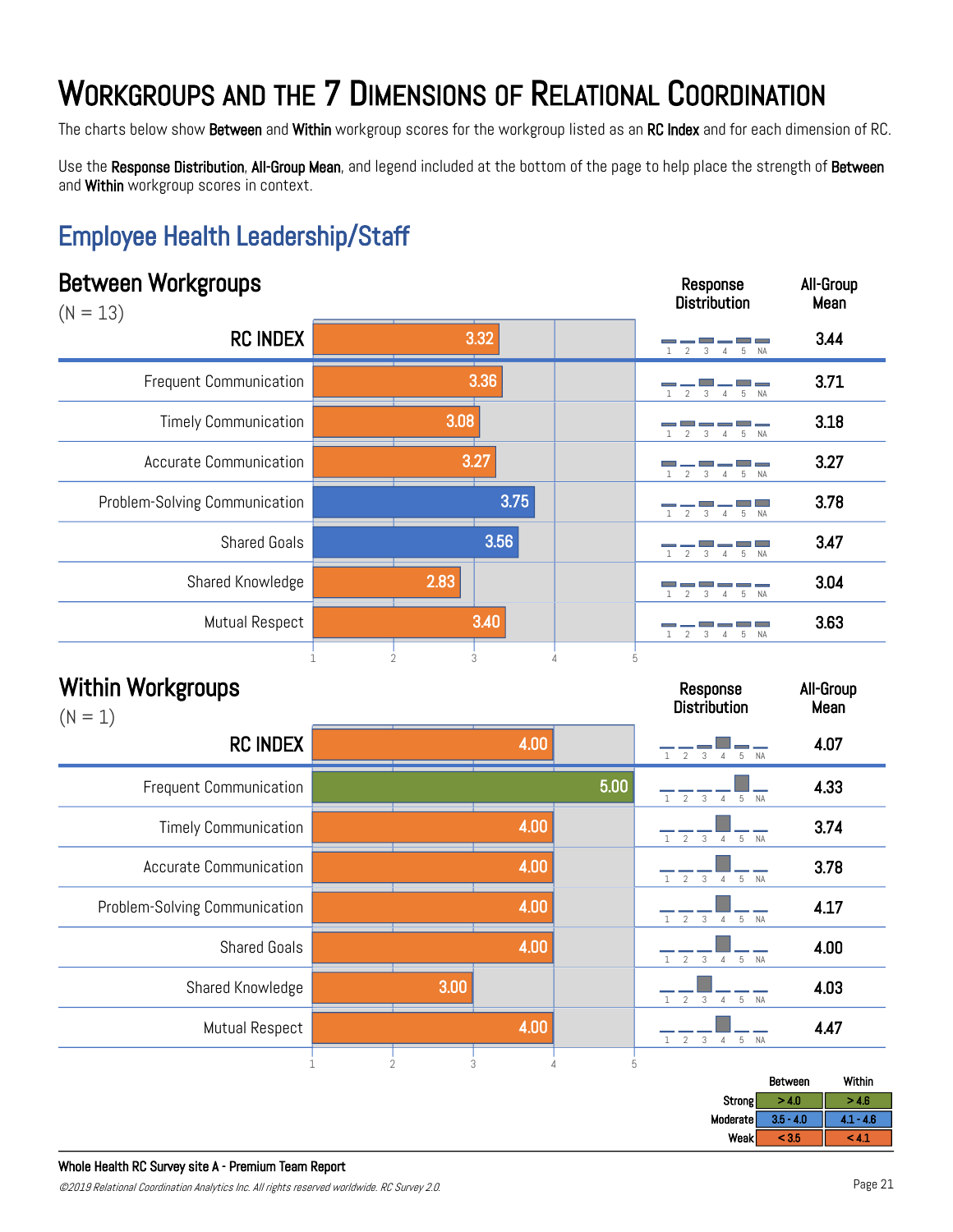# Workgroups and the 7 Dimensions of Relational Coordination

The charts below show **Between** and **Within** workgroup scores for the workgroup listed as an **RC Index** and for each dimension of RC.

Use the **Response Distribution**, **All-Group Mean**, and legend included at the bottom of the page to help place the strength of **Between** and **Within** workgroup scores in context.

## Employee Health Leadership/Staff

### Between Workgroups

(N = 13)

| | Score | All-Group Mean |
|---|---|---|
| **RC INDEX** | 3.32 | 3.44 |
| Frequent Communication | 3.36 | 3.71 |
| Timely Communication | 3.08 | 3.18 |
| Accurate Communication | 3.27 | 3.27 |
| Problem-Solving Communication | 3.75 | 3.78 |
| Shared Goals | 3.56 | 3.47 |
| Shared Knowledge | 2.83 | 3.04 |
| Mutual Respect | 3.40 | 3.63 |

### Within Workgroups

(N = 1)

| | Score | All-Group Mean |
|---|---|---|
| **RC INDEX** | 4.00 | 4.07 |
| Frequent Communication | 5.00 | 4.33 |
| Timely Communication | 4.00 | 3.74 |
| Accurate Communication | 4.00 | 3.78 |
| Problem-Solving Communication | 4.00 | 4.17 |
| Shared Goals | 4.00 | 4.00 |
| Shared Knowledge | 3.00 | 4.03 |
| Mutual Respect | 4.00 | 4.47 |

| | Between | Within |
|---|---|---|
| Strong | > 4.0 | > 4.6 |
| Moderate | 3.5 - 4.0 | 4.1 - 4.6 |
| Weak | < 3.5 | < 4.1 |

**Whole Health RC Survey site A - Premium Team Report**

*©2019 Relational Coordination Analytics Inc. All rights reserved worldwide. RC Survey 2.0.*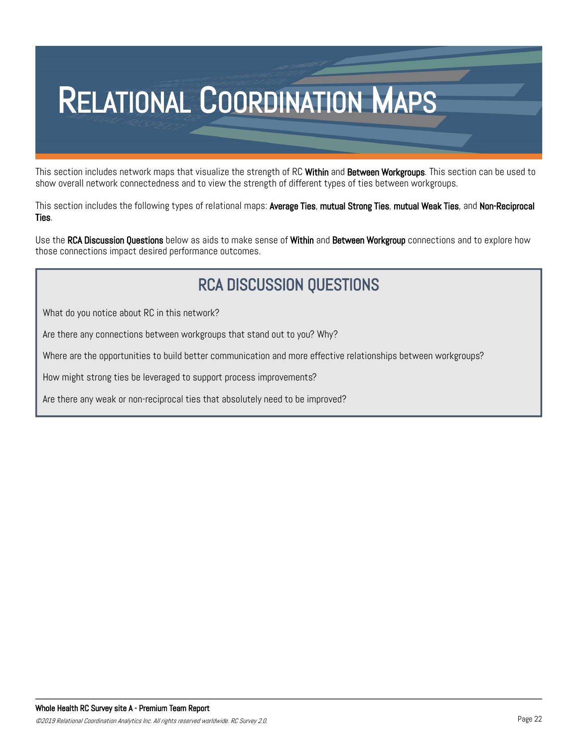# Relational Coordination Maps

This section includes network maps that visualize the strength of RC **Within** and **Between Workgroups**. This section can be used to show overall network connectedness and to view the strength of different types of ties between workgroups.

This section includes the following types of relational maps: **Average Ties**, **mutual Strong Ties**, **mutual Weak Ties**, and **Non-Reciprocal Ties**.

Use the **RCA Discussion Questions** below as aids to make sense of **Within** and **Between Workgroup** connections and to explore how those connections impact desired performance outcomes.

## RCA DISCUSSION QUESTIONS

What do you notice about RC in this network?

Are there any connections between workgroups that stand out to you? Why?

Where are the opportunities to build better communication and more effective relationships between workgroups?

How might strong ties be leveraged to support process improvements?

Are there any weak or non-reciprocal ties that absolutely need to be improved?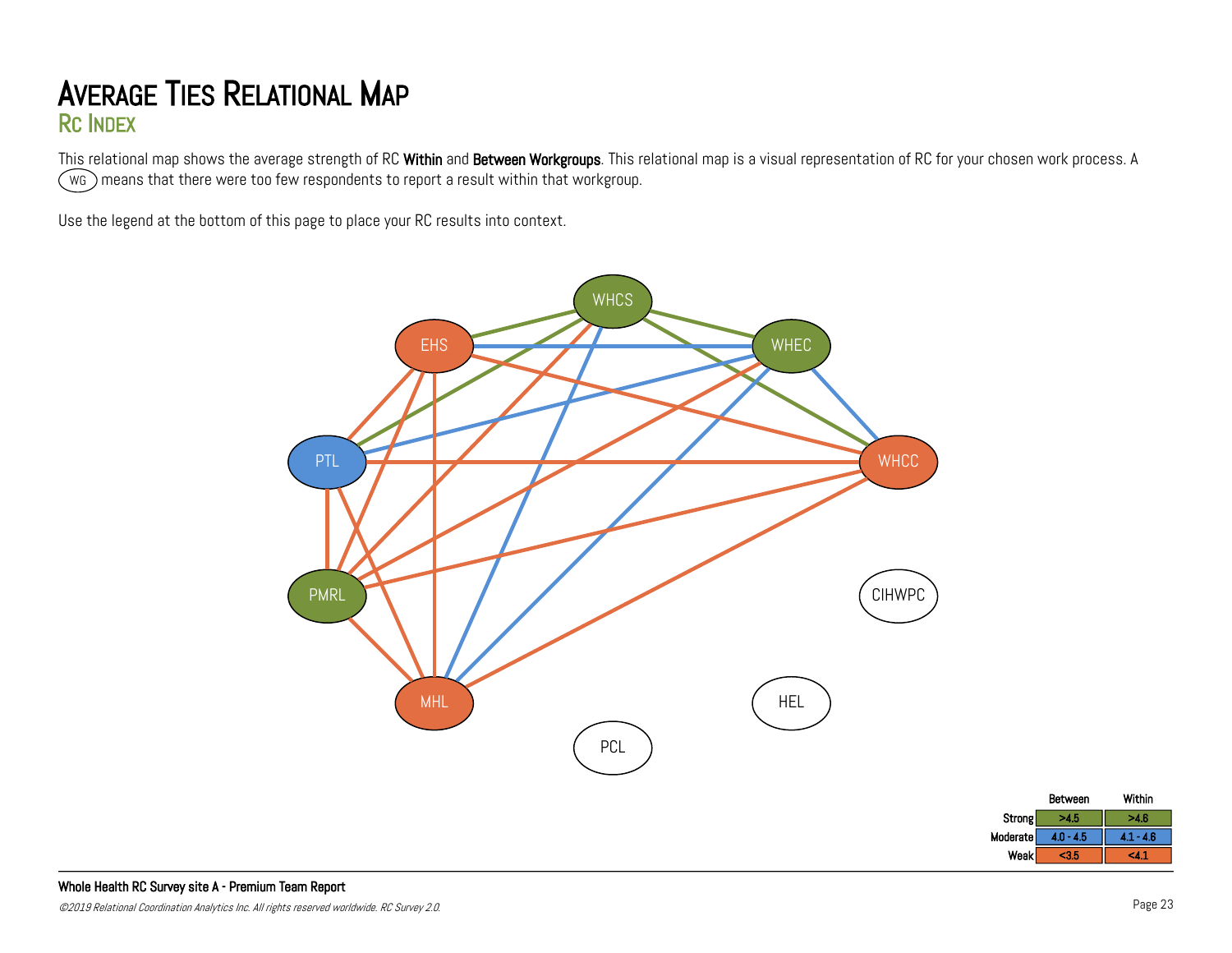# Average Ties Relational Map

## RC Index

This relational map shows the average strength of RC **Within** and **Between Workgroups**. This relational map is a visual representation of RC for your chosen work process. A (WG) means that there were too few respondents to report a result within that workgroup.

Use the legend at the bottom of this page to place your RC results into context.

WHCS, EHS, WHEC, PTL, WHCC, PMRL, CIHWPC, MHL, HEL, PCL

| | Between | Within |
|---|---|---|
| Strong | >4.5 | >4.6 |
| Moderate | 4.0 - 4.5 | 4.1 - 4.6 |
| Weak | <3.5 | <4.1 |

**Whole Health RC Survey site A - Premium Team Report**

*©2019 Relational Coordination Analytics Inc. All rights reserved worldwide. RC Survey 2.0.*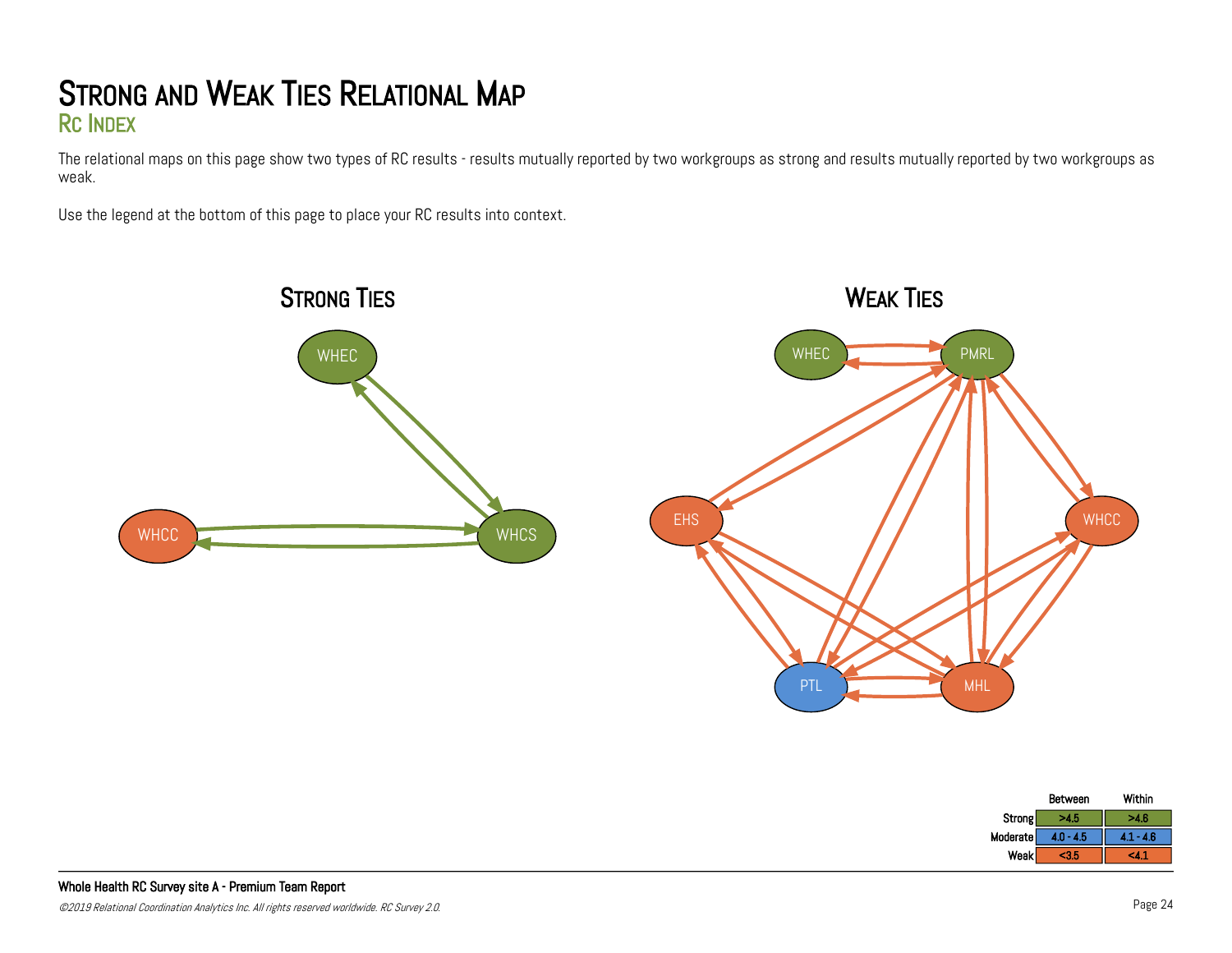# Strong and Weak Ties Relational Map

## RC Index

The relational maps on this page show two types of RC results - results mutually reported by two workgroups as strong and results mutually reported by two workgroups as weak.

Use the legend at the bottom of this page to place your RC results into context.

### Strong Ties

WHEC
WHCC
WHCS

### Weak Ties

WHEC
PMRL
EHS
WHCC
PTL
MHL

| | Between | Within |
|---|---|---|
| Strong | >4.5 | >4.6 |
| Moderate | 4.0 - 4.5 | 4.1 - 4.6 |
| Weak | <3.5 | <4.1 |

**Whole Health RC Survey site A - Premium Team Report**

*©2019 Relational Coordination Analytics Inc. All rights reserved worldwide. RC Survey 2.0.*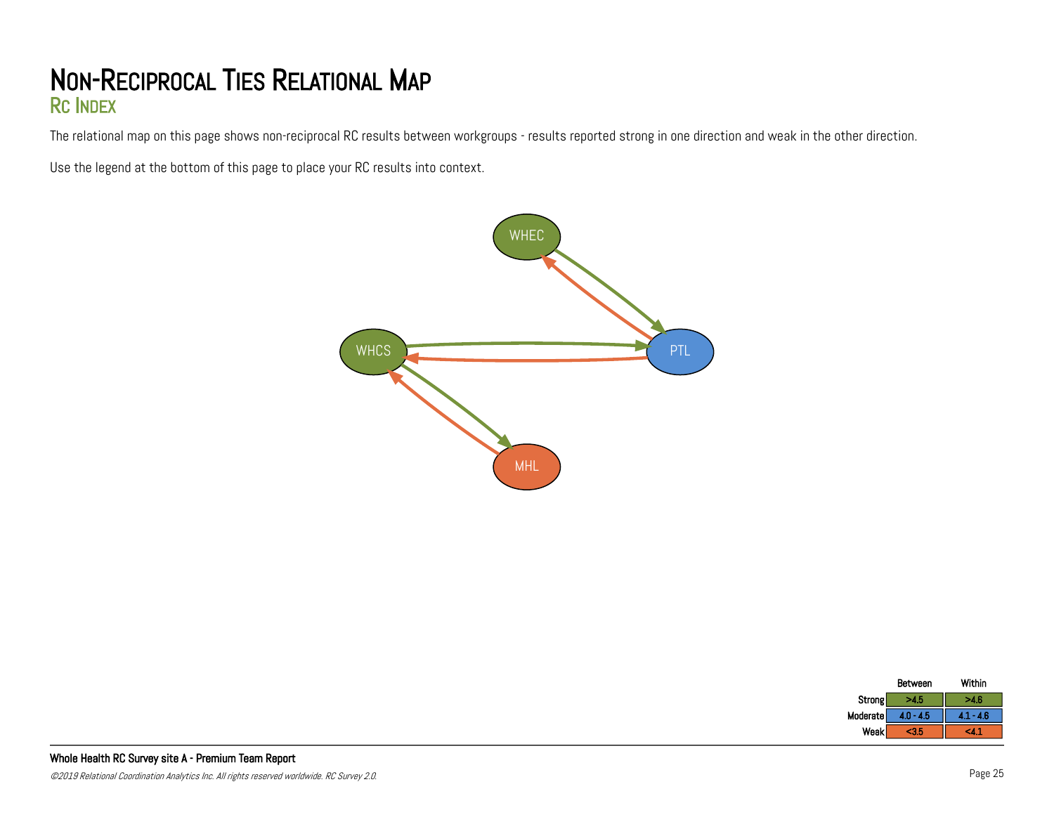# Non-Reciprocal Ties Relational Map

## RC Index

The relational map on this page shows non-reciprocal RC results between workgroups - results reported strong in one direction and weak in the other direction.

Use the legend at the bottom of this page to place your RC results into context.

WHEC

WHCS

PTL

MHL

| | Between | Within |
|---|---|---|
| Strong | >4.5 | >4.6 |
| Moderate | 4.0 - 4.5 | 4.1 - 4.6 |
| Weak | <3.5 | <4.1 |

**Whole Health RC Survey site A - Premium Team Report**

*©2019 Relational Coordination Analytics Inc. All rights reserved worldwide. RC Survey 2.0.*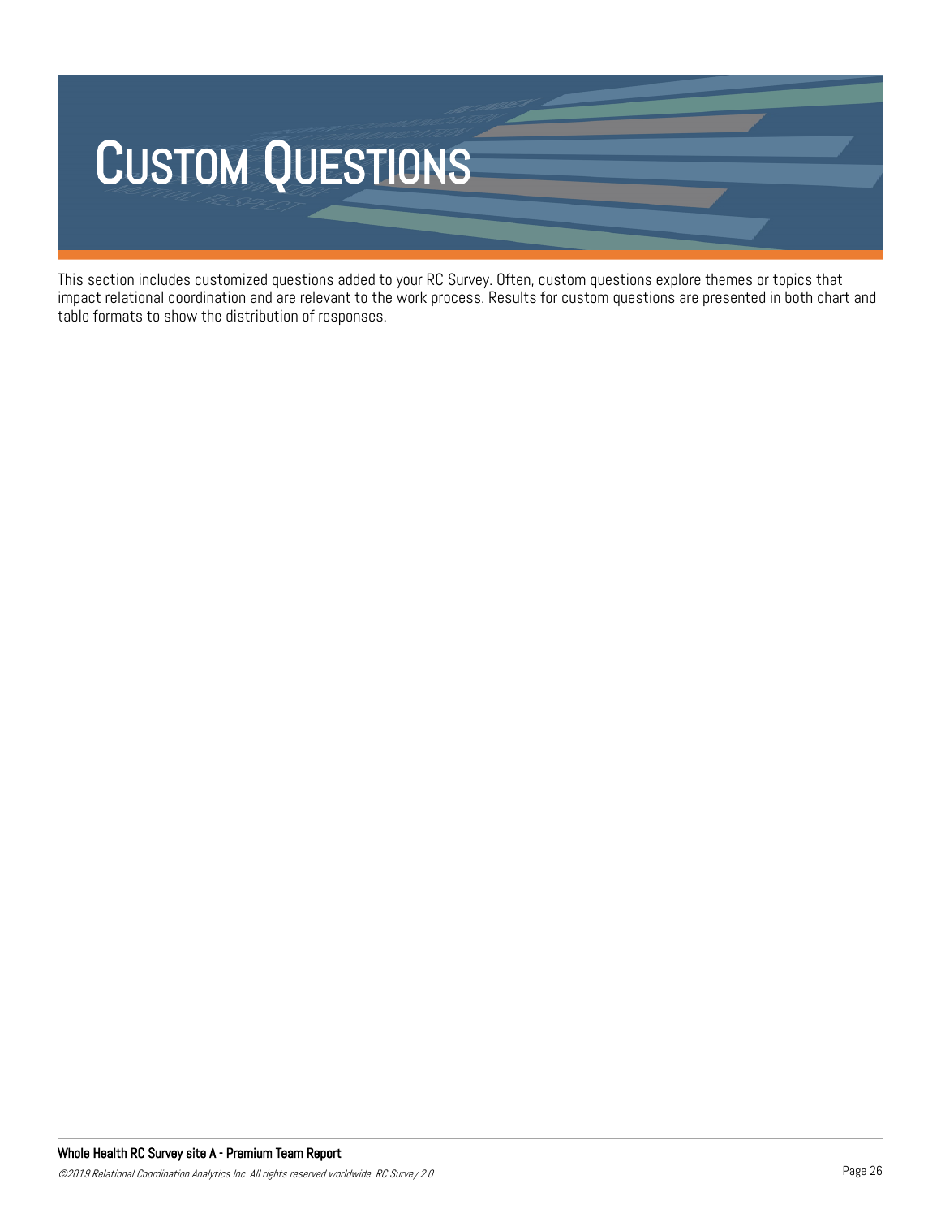# Custom Questions

This section includes customized questions added to your RC Survey. Often, custom questions explore themes or topics that impact relational coordination and are relevant to the work process. Results for custom questions are presented in both chart and table formats to show the distribution of responses.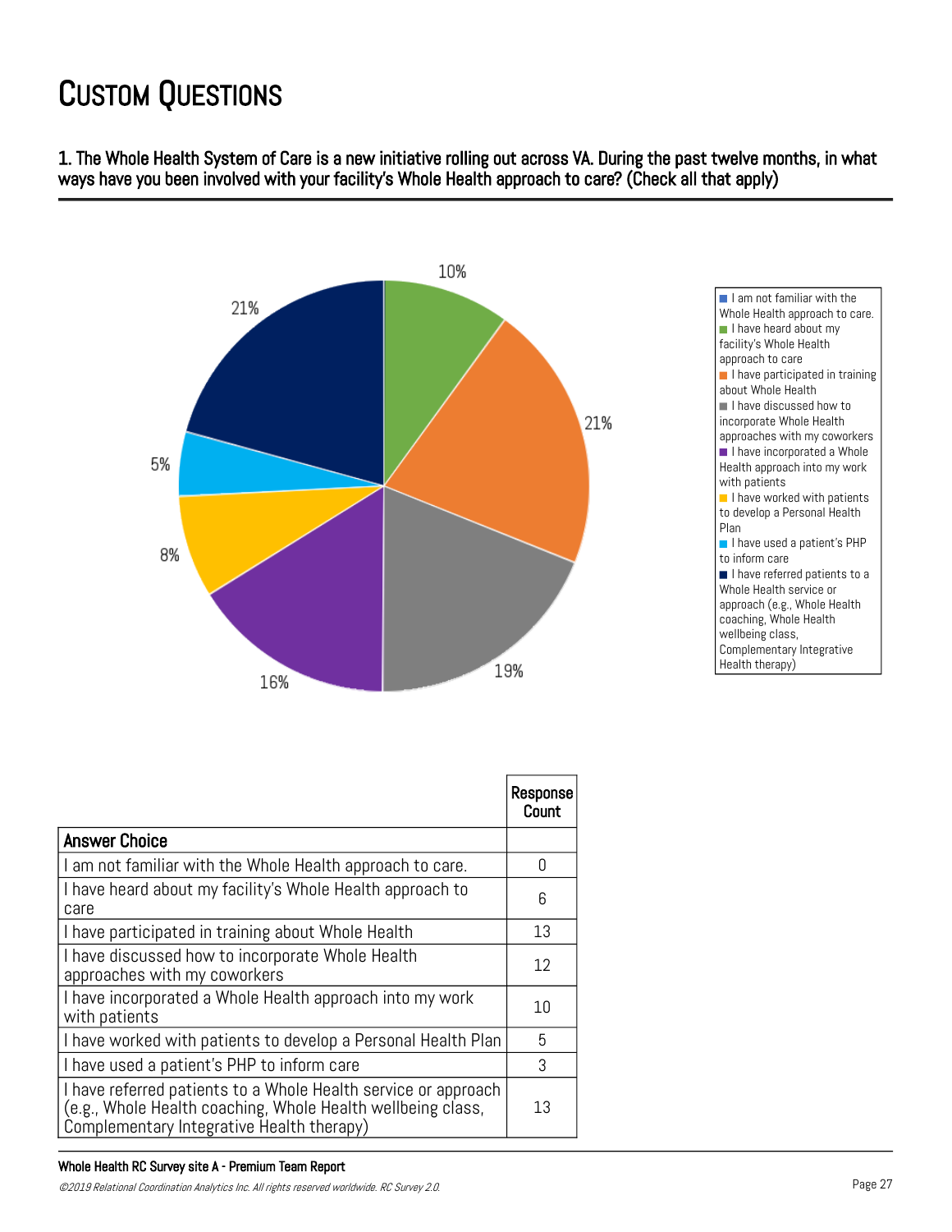# Custom Questions

1. The Whole Health System of Care is a new initiative rolling out across VA. During the past twelve months, in what ways have you been involved with your facility's Whole Health approach to care? (Check all that apply)

| Answer Choice | Response Count |
|---|---|
| I am not familiar with the Whole Health approach to care. | 0 |
| I have heard about my facility's Whole Health approach to care | 6 |
| I have participated in training about Whole Health | 13 |
| I have discussed how to incorporate Whole Health approaches with my coworkers | 12 |
| I have incorporated a Whole Health approach into my work with patients | 10 |
| I have worked with patients to develop a Personal Health Plan | 5 |
| I have used a patient's PHP to inform care | 3 |
| I have referred patients to a Whole Health service or approach (e.g., Whole Health coaching, Whole Health wellbeing class, Complementary Integrative Health therapy) | 13 |

Whole Health RC Survey site A - Premium Team Report

*©2019 Relational Coordination Analytics Inc. All rights reserved worldwide. RC Survey 2.0.*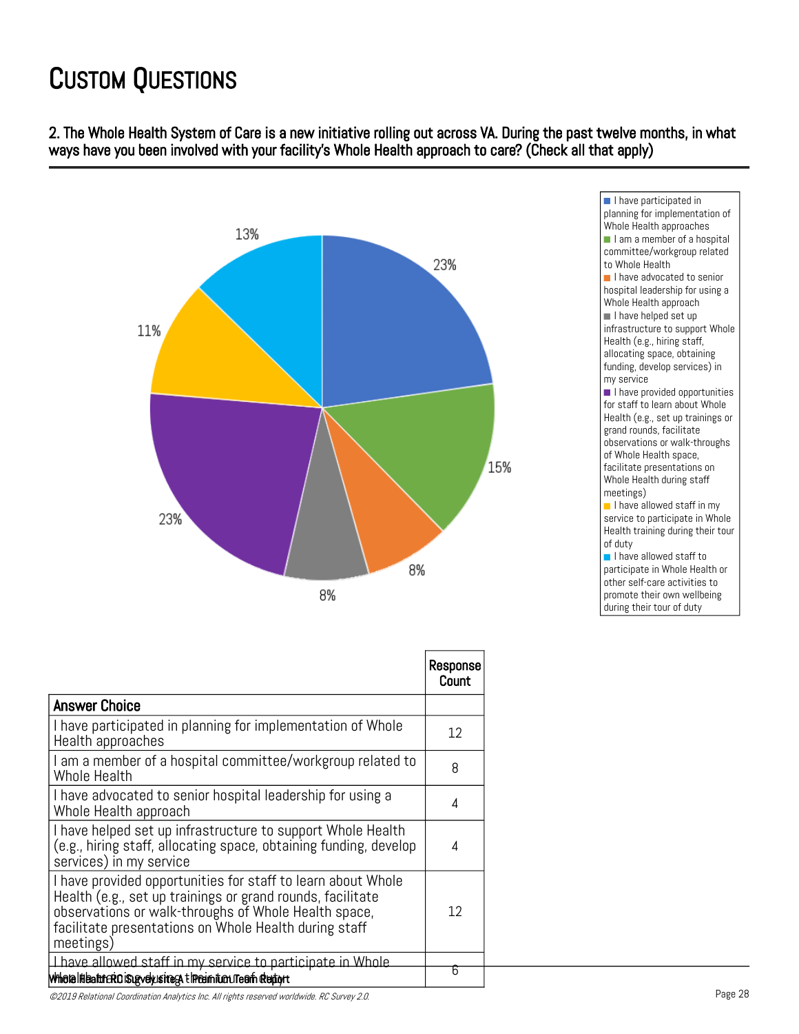# Custom Questions

## 2. The Whole Health System of Care is a new initiative rolling out across VA. During the past twelve months, in what ways have you been involved with your facility's Whole Health approach to care? (Check all that apply)

| Answer Choice | Response Count |
|---|---|
| I have participated in planning for implementation of Whole Health approaches | 12 |
| I am a member of a hospital committee/workgroup related to Whole Health | 8 |
| I have advocated to senior hospital leadership for using a Whole Health approach | 4 |
| I have helped set up infrastructure to support Whole Health (e.g., hiring staff, allocating space, obtaining funding, develop services) in my service | 4 |
| I have provided opportunities for staff to learn about Whole Health (e.g., set up trainings or grand rounds, facilitate observations or walk-throughs of Whole Health space, facilitate presentations on Whole Health during staff meetings) | 12 |
| I have allowed staff in my service to participate in Whole Health training during their tour of duty | 6 |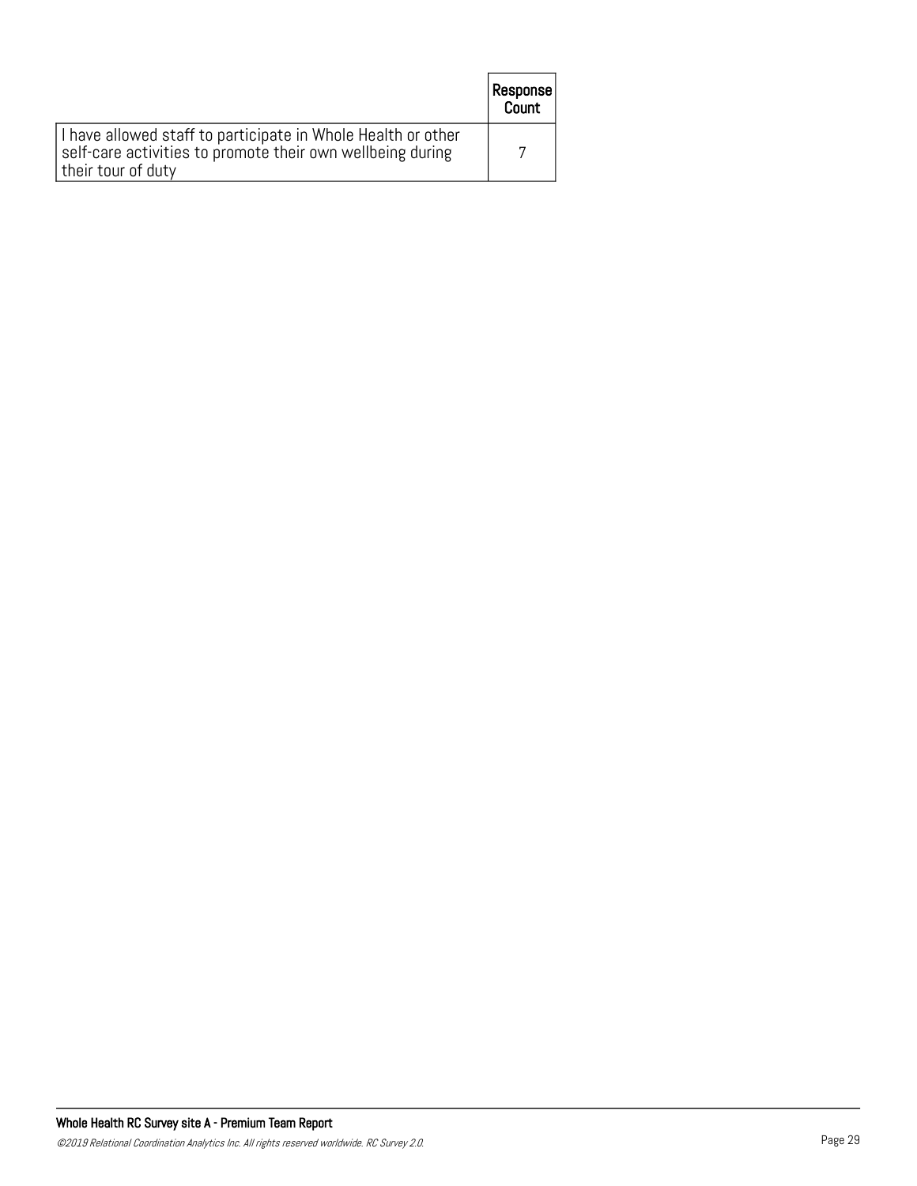| | Response Count |
|---|---|
| I have allowed staff to participate in Whole Health or other self-care activities to promote their own wellbeing during their tour of duty | 7 |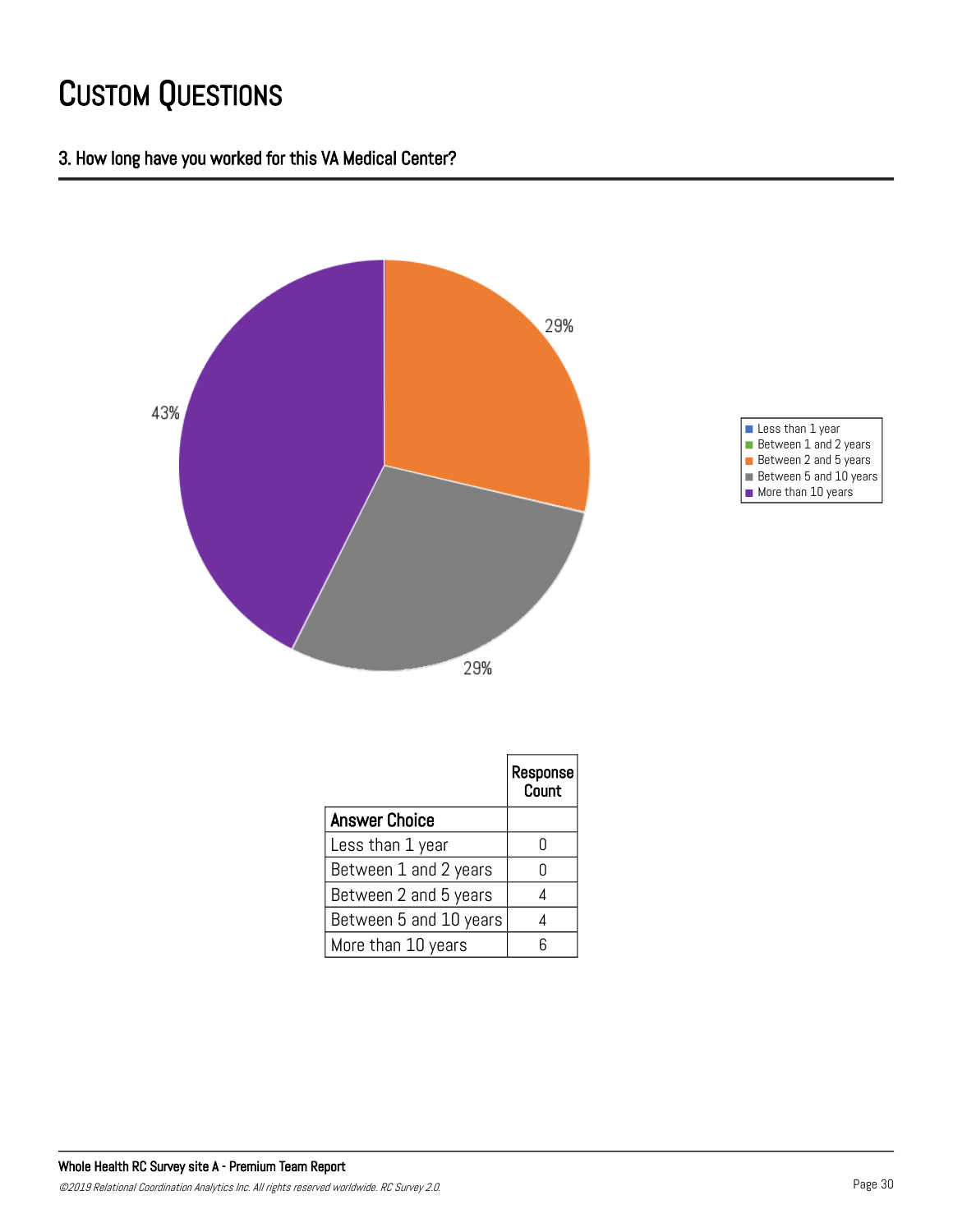# Custom Questions

## 3. How long have you worked for this VA Medical Center?

|  | Response Count |
|---|---|
| **Answer Choice** | |
| Less than 1 year | 0 |
| Between 1 and 2 years | 0 |
| Between 2 and 5 years | 4 |
| Between 5 and 10 years | 4 |
| More than 10 years | 6 |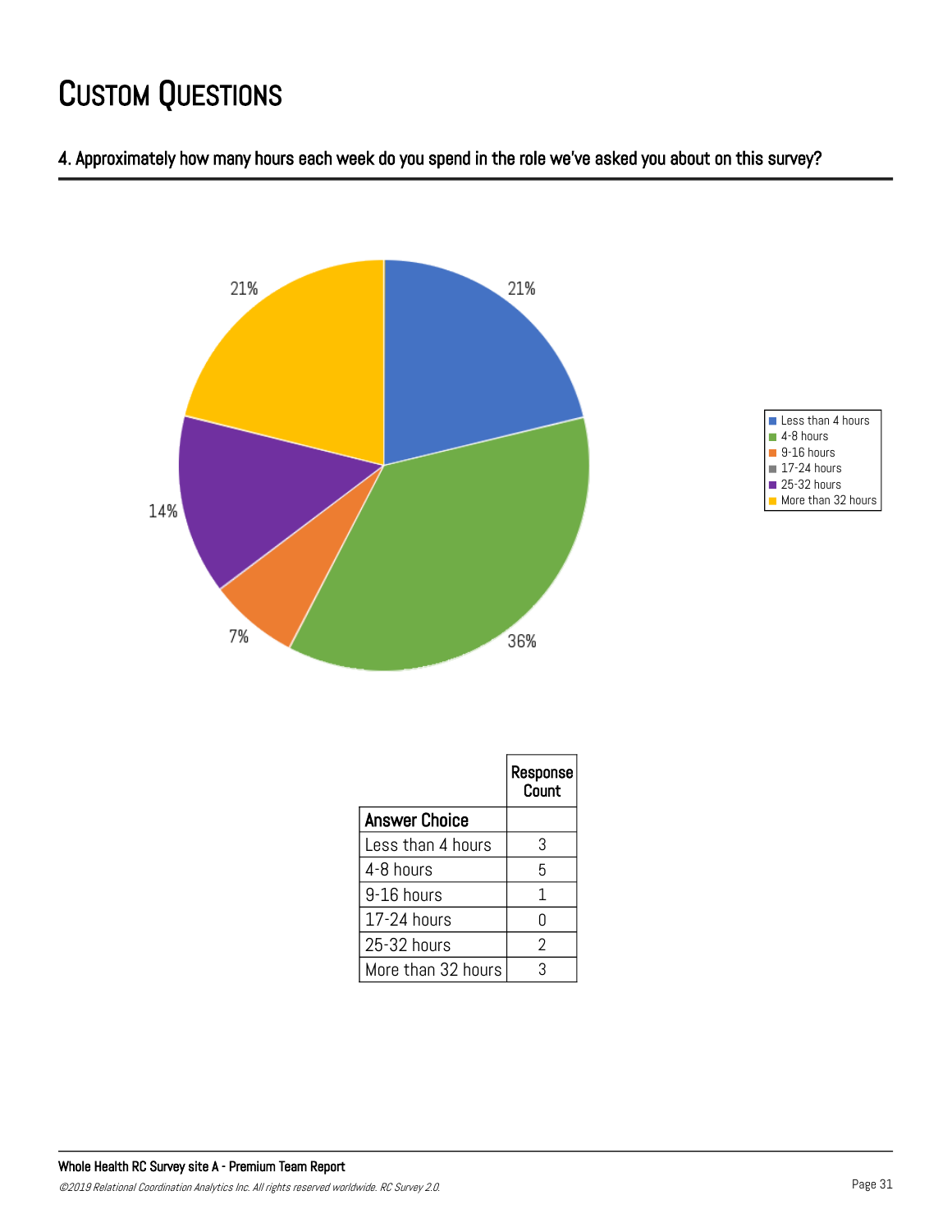# Custom Questions

## 4. Approximately how many hours each week do you spend in the role we've asked you about on this survey?

| Answer Choice | Response Count |
|---|---|
| Less than 4 hours | 3 |
| 4-8 hours | 5 |
| 9-16 hours | 1 |
| 17-24 hours | 0 |
| 25-32 hours | 2 |
| More than 32 hours | 3 |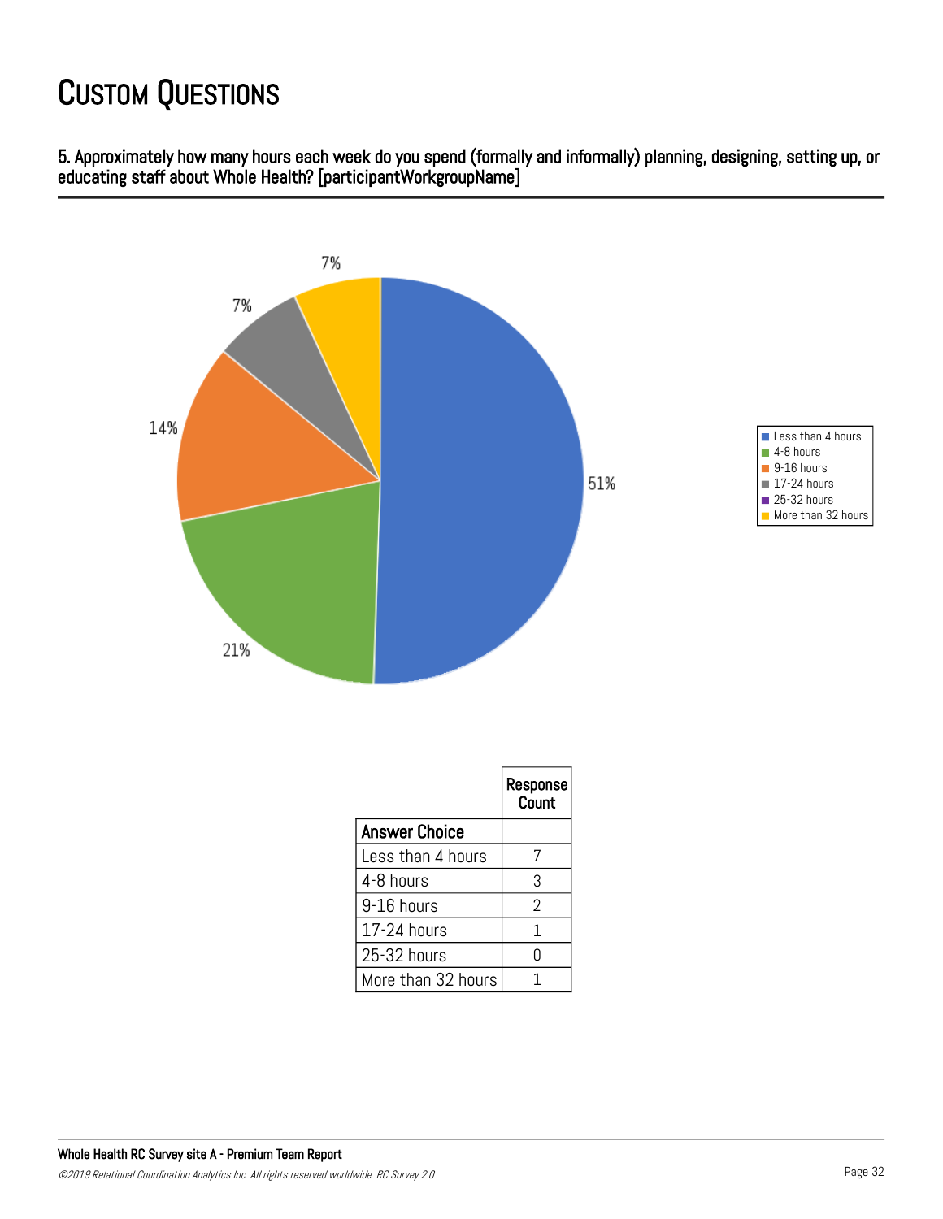# Custom Questions

**5. Approximately how many hours each week do you spend (formally and informally) planning, designing, setting up, or educating staff about Whole Health? [participantWorkgroupName]**

| Answer Choice | Response Count |
|---|---|
| Less than 4 hours | 7 |
| 4-8 hours | 3 |
| 9-16 hours | 2 |
| 17-24 hours | 1 |
| 25-32 hours | 0 |
| More than 32 hours | 1 |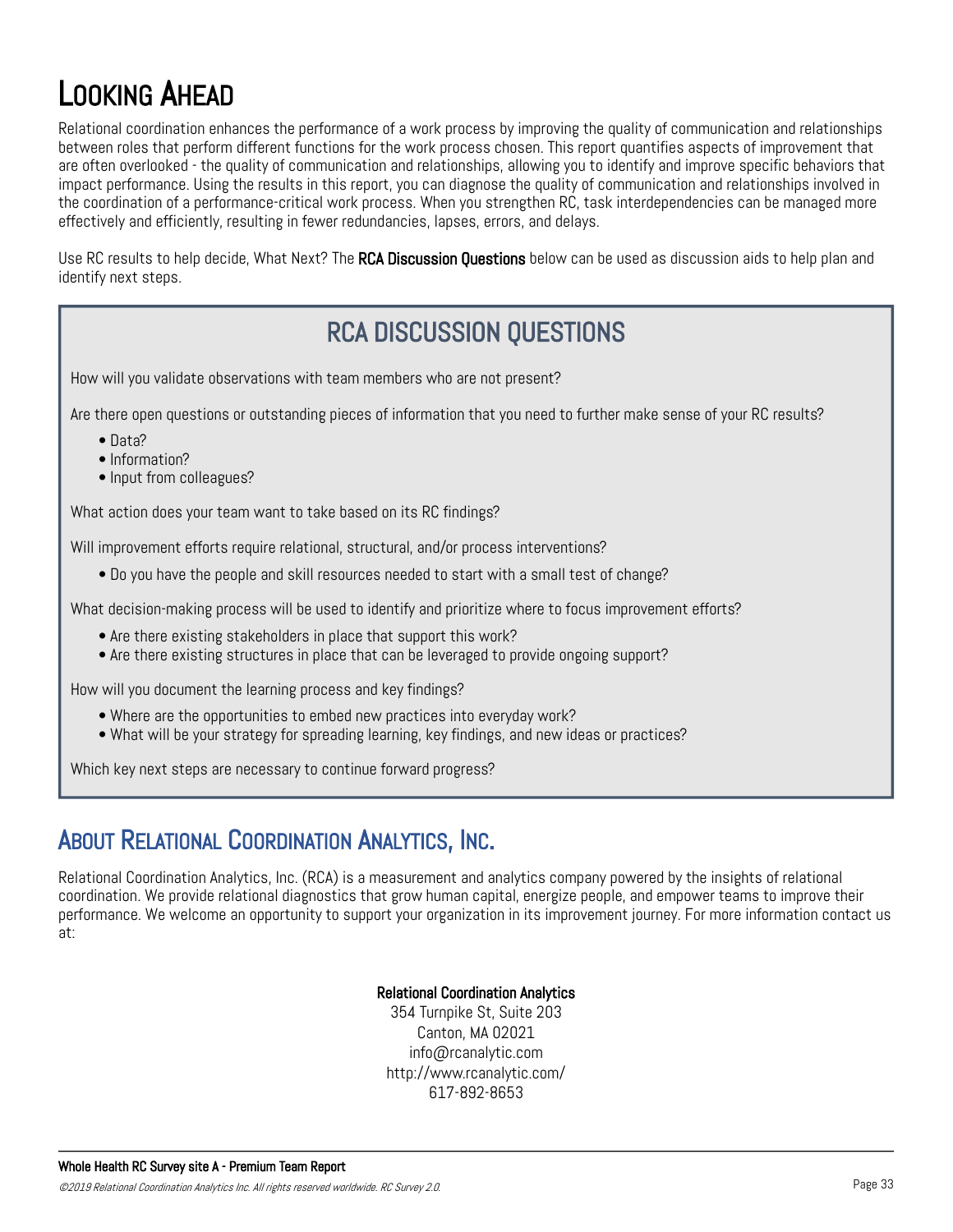# Looking Ahead

Relational coordination enhances the performance of a work process by improving the quality of communication and relationships between roles that perform different functions for the work process chosen. This report quantifies aspects of improvement that are often overlooked - the quality of communication and relationships, allowing you to identify and improve specific behaviors that impact performance. Using the results in this report, you can diagnose the quality of communication and relationships involved in the coordination of a performance-critical work process. When you strengthen RC, task interdependencies can be managed more effectively and efficiently, resulting in fewer redundancies, lapses, errors, and delays.

Use RC results to help decide, What Next? The **RCA Discussion Questions** below can be used as discussion aids to help plan and identify next steps.

## RCA DISCUSSION QUESTIONS

How will you validate observations with team members who are not present?

Are there open questions or outstanding pieces of information that you need to further make sense of your RC results?

- Data?
- Information?
- Input from colleagues?

What action does your team want to take based on its RC findings?

Will improvement efforts require relational, structural, and/or process interventions?

- Do you have the people and skill resources needed to start with a small test of change?

What decision-making process will be used to identify and prioritize where to focus improvement efforts?

- Are there existing stakeholders in place that support this work?
- Are there existing structures in place that can be leveraged to provide ongoing support?

How will you document the learning process and key findings?

- Where are the opportunities to embed new practices into everyday work?
- What will be your strategy for spreading learning, key findings, and new ideas or practices?

Which key next steps are necessary to continue forward progress?

## About Relational Coordination Analytics, Inc.

Relational Coordination Analytics, Inc. (RCA) is a measurement and analytics company powered by the insights of relational coordination. We provide relational diagnostics that grow human capital, energize people, and empower teams to improve their performance. We welcome an opportunity to support your organization in its improvement journey. For more information contact us at:

**Relational Coordination Analytics**
354 Turnpike St, Suite 203
Canton, MA 02021
info@rcanalytic.com
http://www.rcanalytic.com/
617-892-8653